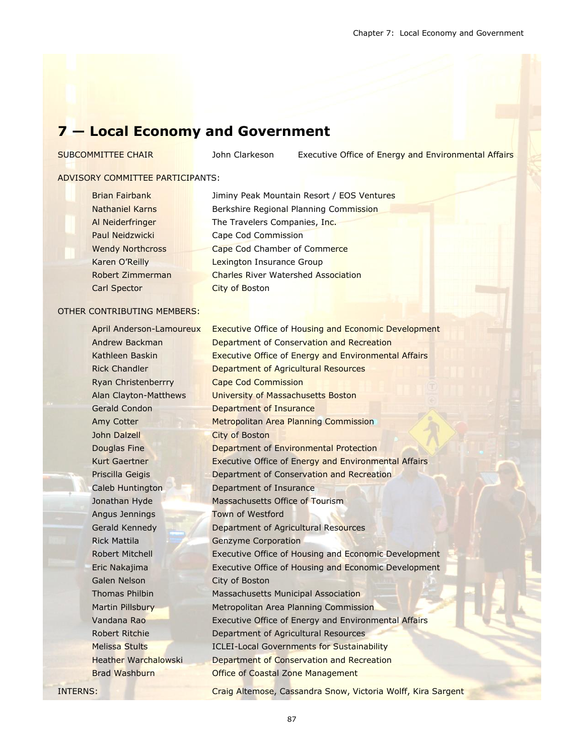# 7 — Local Economy and Government

| SUBCOMMITTEE CHAIR | John Clarkeson | Executive Office of Energy and Environmental Affairs |
|---|---|---|

ADVISORY COMMITTEE PARTICIPANTS:

| Name | Affiliation |
|---|---|
| Brian Fairbank | Jiminy Peak Mountain Resort / EOS Ventures |
| Nathaniel Karns | Berkshire Regional Planning Commission |
| Al Neiderfringer | The Travelers Companies, Inc. |
| Paul Neidzwicki | Cape Cod Commission |
| Wendy Northcross | Cape Cod Chamber of Commerce |
| Karen O'Reilly | Lexington Insurance Group |
| Robert Zimmerman | Charles River Watershed Association |
| Carl Spector | City of Boston |

OTHER CONTRIBUTING MEMBERS:

| Name | Affiliation |
|---|---|
| April Anderson-Lamoureux | Executive Office of Housing and Economic Development |
| Andrew Backman | Department of Conservation and Recreation |
| Kathleen Baskin | Executive Office of Energy and Environmental Affairs |
| Rick Chandler | Department of Agricultural Resources |
| Ryan Christenberrry | Cape Cod Commission |
| Alan Clayton-Matthews | University of Massachusetts Boston |
| Gerald Condon | Department of Insurance |
| Amy Cotter | Metropolitan Area Planning Commission |
| John Dalzell | City of Boston |
| Douglas Fine | Department of Environmental Protection |
| Kurt Gaertner | Executive Office of Energy and Environmental Affairs |
| Priscilla Geigis | Department of Conservation and Recreation |
| Caleb Huntington | Department of Insurance |
| Jonathan Hyde | Massachusetts Office of Tourism |
| Angus Jennings | Town of Westford |
| Gerald Kennedy | Department of Agricultural Resources |
| Rick Mattila | Genzyme Corporation |
| Robert Mitchell | Executive Office of Housing and Economic Development |
| Eric Nakajima | Executive Office of Housing and Economic Development |
| Galen Nelson | City of Boston |
| Thomas Philbin | Massachusetts Municipal Association |
| Martin Pillsbury | Metropolitan Area Planning Commission |
| Vandana Rao | Executive Office of Energy and Environmental Affairs |
| Robert Ritchie | Department of Agricultural Resources |
| Melissa Stults | ICLEI-Local Governments for Sustainability |
| Heather Warchalowski | Department of Conservation and Recreation |
| Brad Washburn | Office of Coastal Zone Management |

INTERNS: Craig Altemose, Cassandra Snow, Victoria Wolff, Kira Sargent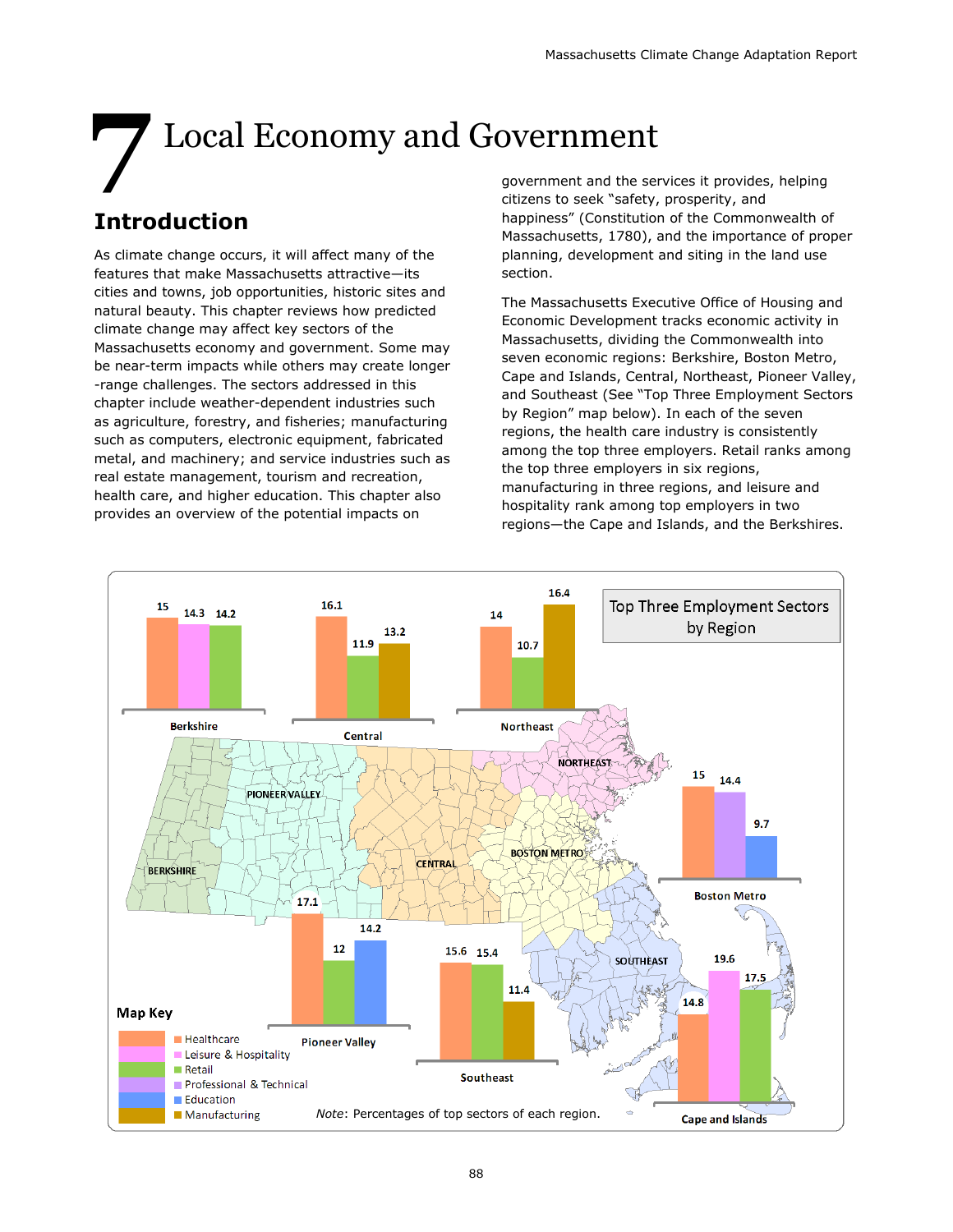# 7 Local Economy and Government

## Introduction

As climate change occurs, it will affect many of the features that make Massachusetts attractive—its cities and towns, job opportunities, historic sites and natural beauty. This chapter reviews how predicted climate change may affect key sectors of the Massachusetts economy and government. Some may be near-term impacts while others may create longer-range challenges. The sectors addressed in this chapter include weather-dependent industries such as agriculture, forestry, and fisheries; manufacturing such as computers, electronic equipment, fabricated metal, and machinery; and service industries such as real estate management, tourism and recreation, health care, and higher education. This chapter also provides an overview of the potential impacts on government and the services it provides, helping citizens to seek "safety, prosperity, and happiness" (Constitution of the Commonwealth of Massachusetts, 1780), and the importance of proper planning, development and siting in the land use section.

The Massachusetts Executive Office of Housing and Economic Development tracks economic activity in Massachusetts, dividing the Commonwealth into seven economic regions: Berkshire, Boston Metro, Cape and Islands, Central, Northeast, Pioneer Valley, and Southeast (See "Top Three Employment Sectors by Region" map below). In each of the seven regions, the health care industry is consistently among the top three employers. Retail ranks among the top three employers in six regions, manufacturing in three regions, and leisure and hospitality rank among top employers in two regions—the Cape and Islands, and the Berkshires.

**Top Three Employment Sectors by Region**

| Region | Healthcare | Leisure & Hospitality | Retail | Professional & Technical | Education | Manufacturing |
|---|---|---|---|---|---|---|
| Berkshire | 15 | 14.3 | 14.2 | | | |
| Central | 16.1 | | 11.9 | | | 13.2 |
| Northeast | 14 | | 10.7 | | | 16.4 |
| Boston Metro | 15 | | | 14.4 | 9.7 | |
| Pioneer Valley | 17.1 | | 12 | | 14.2 | |
| Southeast | 15.6 | | 15.4 | | | 11.4 |
| Cape and Islands | 14.8 | 19.6 | 17.5 | | | |

*Note*: Percentages of top sectors of each region.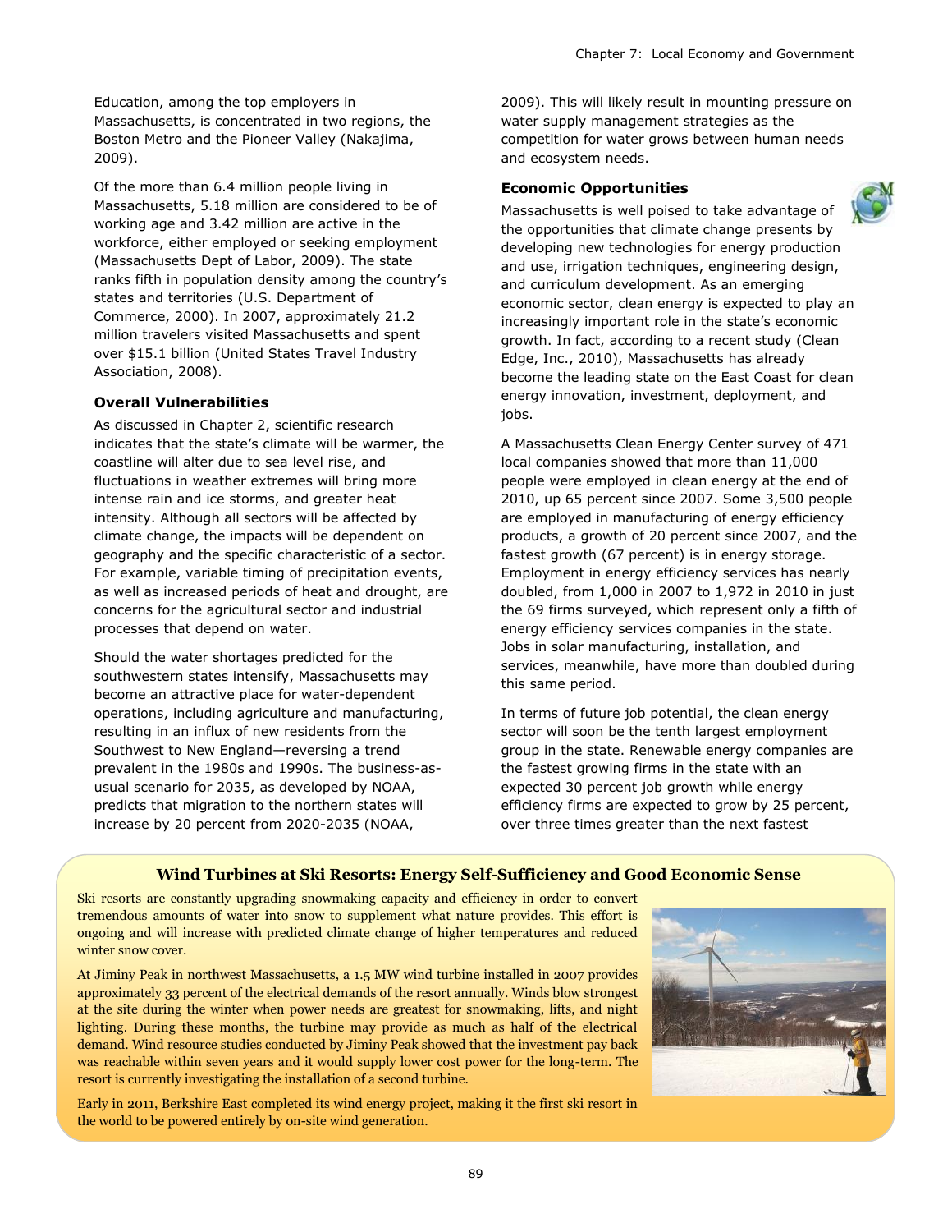Education, among the top employers in Massachusetts, is concentrated in two regions, the Boston Metro and the Pioneer Valley (Nakajima, 2009).

Of the more than 6.4 million people living in Massachusetts, 5.18 million are considered to be of working age and 3.42 million are active in the workforce, either employed or seeking employment (Massachusetts Dept of Labor, 2009). The state ranks fifth in population density among the country's states and territories (U.S. Department of Commerce, 2000). In 2007, approximately 21.2 million travelers visited Massachusetts and spent over $15.1 billion (United States Travel Industry Association, 2008).

### Overall Vulnerabilities

As discussed in Chapter 2, scientific research indicates that the state's climate will be warmer, the coastline will alter due to sea level rise, and fluctuations in weather extremes will bring more intense rain and ice storms, and greater heat intensity. Although all sectors will be affected by climate change, the impacts will be dependent on geography and the specific characteristic of a sector. For example, variable timing of precipitation events, as well as increased periods of heat and drought, are concerns for the agricultural sector and industrial processes that depend on water.

Should the water shortages predicted for the southwestern states intensify, Massachusetts may become an attractive place for water-dependent operations, including agriculture and manufacturing, resulting in an influx of new residents from the Southwest to New England—reversing a trend prevalent in the 1980s and 1990s. The business-as-usual scenario for 2035, as developed by NOAA, predicts that migration to the northern states will increase by 20 percent from 2020-2035 (NOAA, 2009). This will likely result in mounting pressure on water supply management strategies as the competition for water grows between human needs and ecosystem needs.

### Economic Opportunities

Massachusetts is well poised to take advantage of the opportunities that climate change presents by developing new technologies for energy production and use, irrigation techniques, engineering design, and curriculum development. As an emerging economic sector, clean energy is expected to play an increasingly important role in the state's economic growth. In fact, according to a recent study (Clean Edge, Inc., 2010), Massachusetts has already become the leading state on the East Coast for clean energy innovation, investment, deployment, and jobs.

A Massachusetts Clean Energy Center survey of 471 local companies showed that more than 11,000 people were employed in clean energy at the end of 2010, up 65 percent since 2007. Some 3,500 people are employed in manufacturing of energy efficiency products, a growth of 20 percent since 2007, and the fastest growth (67 percent) is in energy storage. Employment in energy efficiency services has nearly doubled, from 1,000 in 2007 to 1,972 in 2010 in just the 69 firms surveyed, which represent only a fifth of energy efficiency services companies in the state. Jobs in solar manufacturing, installation, and services, meanwhile, have more than doubled during this same period.

In terms of future job potential, the clean energy sector will soon be the tenth largest employment group in the state. Renewable energy companies are the fastest growing firms in the state with an expected 30 percent job growth while energy efficiency firms are expected to grow by 25 percent, over three times greater than the next fastest

### Wind Turbines at Ski Resorts: Energy Self-Sufficiency and Good Economic Sense

Ski resorts are constantly upgrading snowmaking capacity and efficiency in order to convert tremendous amounts of water into snow to supplement what nature provides. This effort is ongoing and will increase with predicted climate change of higher temperatures and reduced winter snow cover.

At Jiminy Peak in northwest Massachusetts, a 1.5 MW wind turbine installed in 2007 provides approximately 33 percent of the electrical demands of the resort annually. Winds blow strongest at the site during the winter when power needs are greatest for snowmaking, lifts, and night lighting. During these months, the turbine may provide as much as half of the electrical demand. Wind resource studies conducted by Jiminy Peak showed that the investment pay back was reachable within seven years and it would supply lower cost power for the long-term. The resort is currently investigating the installation of a second turbine.

Early in 2011, Berkshire East completed its wind energy project, making it the first ski resort in the world to be powered entirely by on-site wind generation.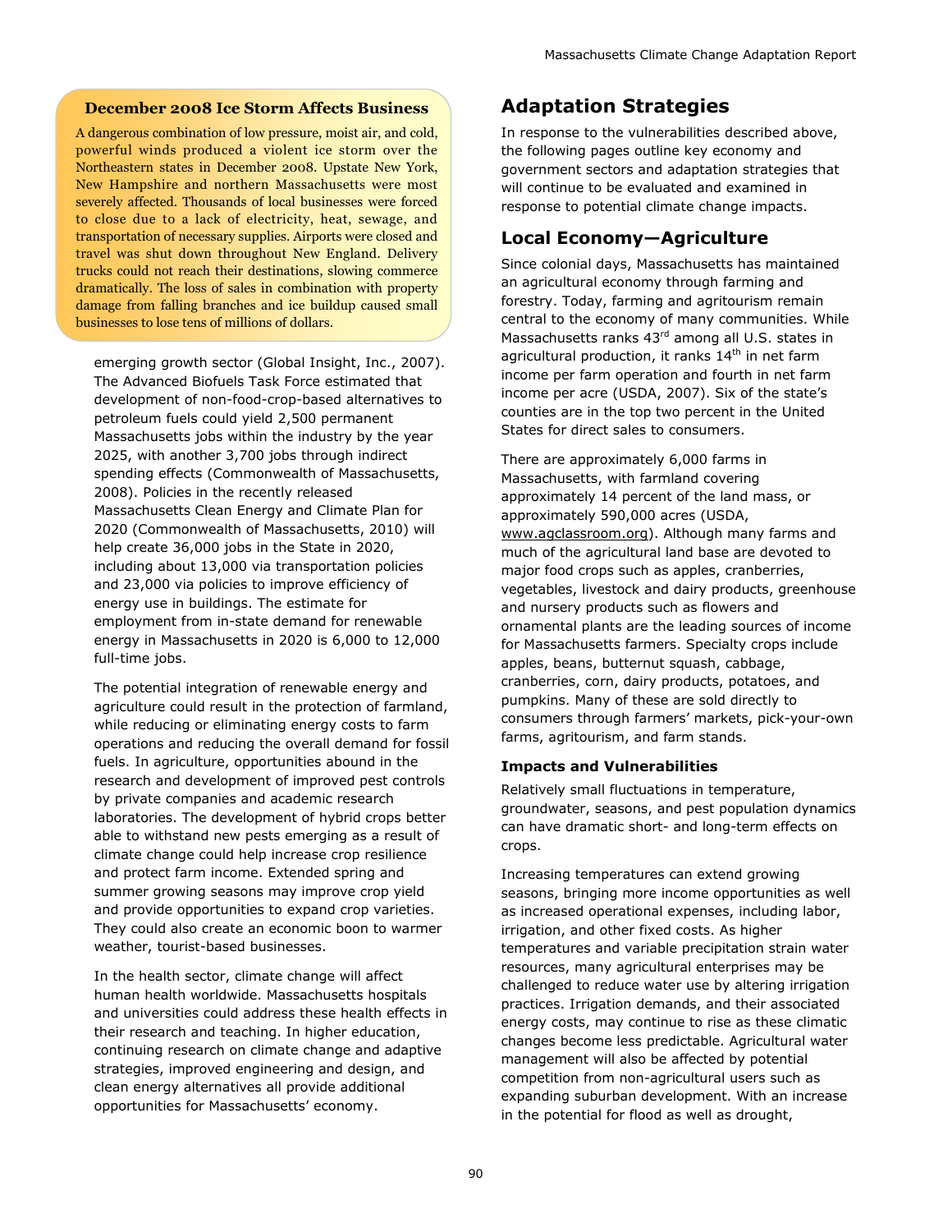**December 2008 Ice Storm Affects Business**

A dangerous combination of low pressure, moist air, and cold, powerful winds produced a violent ice storm over the Northeastern states in December 2008. Upstate New York, New Hampshire and northern Massachusetts were most severely affected. Thousands of local businesses were forced to close due to a lack of electricity, heat, sewage, and transportation of necessary supplies. Airports were closed and travel was shut down throughout New England. Delivery trucks could not reach their destinations, slowing commerce dramatically. The loss of sales in combination with property damage from falling branches and ice buildup caused small businesses to lose tens of millions of dollars.

emerging growth sector (Global Insight, Inc., 2007). The Advanced Biofuels Task Force estimated that development of non-food-crop-based alternatives to petroleum fuels could yield 2,500 permanent Massachusetts jobs within the industry by the year 2025, with another 3,700 jobs through indirect spending effects (Commonwealth of Massachusetts, 2008). Policies in the recently released Massachusetts Clean Energy and Climate Plan for 2020 (Commonwealth of Massachusetts, 2010) will help create 36,000 jobs in the State in 2020, including about 13,000 via transportation policies and 23,000 via policies to improve efficiency of energy use in buildings. The estimate for employment from in-state demand for renewable energy in Massachusetts in 2020 is 6,000 to 12,000 full-time jobs.

The potential integration of renewable energy and agriculture could result in the protection of farmland, while reducing or eliminating energy costs to farm operations and reducing the overall demand for fossil fuels. In agriculture, opportunities abound in the research and development of improved pest controls by private companies and academic research laboratories. The development of hybrid crops better able to withstand new pests emerging as a result of climate change could help increase crop resilience and protect farm income. Extended spring and summer growing seasons may improve crop yield and provide opportunities to expand crop varieties. They could also create an economic boon to warmer weather, tourist-based businesses.

In the health sector, climate change will affect human health worldwide. Massachusetts hospitals and universities could address these health effects in their research and teaching. In higher education, continuing research on climate change and adaptive strategies, improved engineering and design, and clean energy alternatives all provide additional opportunities for Massachusetts' economy.

## Adaptation Strategies

In response to the vulnerabilities described above, the following pages outline key economy and government sectors and adaptation strategies that will continue to be evaluated and examined in response to potential climate change impacts.

## Local Economy—Agriculture

Since colonial days, Massachusetts has maintained an agricultural economy through farming and forestry. Today, farming and agritourism remain central to the economy of many communities. While Massachusetts ranks 43rd among all U.S. states in agricultural production, it ranks 14th in net farm income per farm operation and fourth in net farm income per acre (USDA, 2007). Six of the state's counties are in the top two percent in the United States for direct sales to consumers.

There are approximately 6,000 farms in Massachusetts, with farmland covering approximately 14 percent of the land mass, or approximately 590,000 acres (USDA, www.agclassroom.org). Although many farms and much of the agricultural land base are devoted to major food crops such as apples, cranberries, vegetables, livestock and dairy products, greenhouse and nursery products such as flowers and ornamental plants are the leading sources of income for Massachusetts farmers. Specialty crops include apples, beans, butternut squash, cabbage, cranberries, corn, dairy products, potatoes, and pumpkins. Many of these are sold directly to consumers through farmers' markets, pick-your-own farms, agritourism, and farm stands.

### Impacts and Vulnerabilities

Relatively small fluctuations in temperature, groundwater, seasons, and pest population dynamics can have dramatic short- and long-term effects on crops.

Increasing temperatures can extend growing seasons, bringing more income opportunities as well as increased operational expenses, including labor, irrigation, and other fixed costs. As higher temperatures and variable precipitation strain water resources, many agricultural enterprises may be challenged to reduce water use by altering irrigation practices. Irrigation demands, and their associated energy costs, may continue to rise as these climatic changes become less predictable. Agricultural water management will also be affected by potential competition from non-agricultural users such as expanding suburban development. With an increase in the potential for flood as well as drought,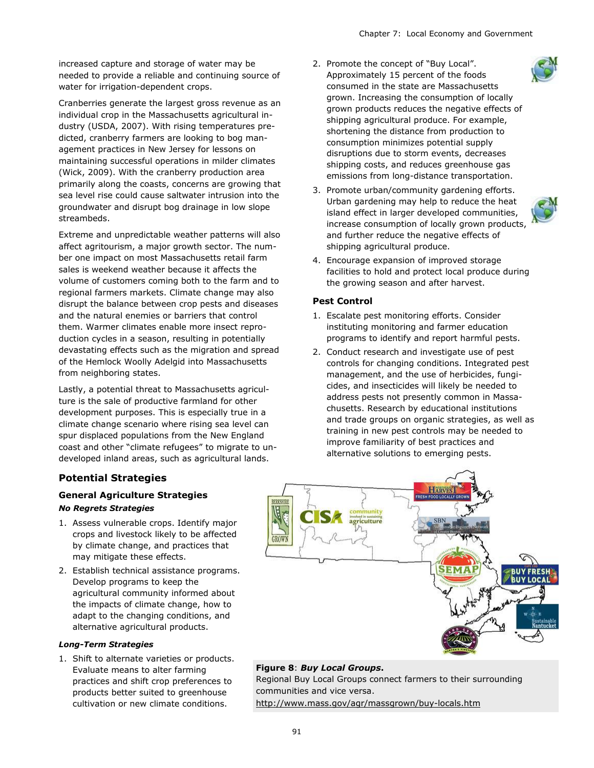increased capture and storage of water may be needed to provide a reliable and continuing source of water for irrigation-dependent crops.

Cranberries generate the largest gross revenue as an individual crop in the Massachusetts agricultural industry (USDA, 2007). With rising temperatures predicted, cranberry farmers are looking to bog management practices in New Jersey for lessons on maintaining successful operations in milder climates (Wick, 2009). With the cranberry production area primarily along the coasts, concerns are growing that sea level rise could cause saltwater intrusion into the groundwater and disrupt bog drainage in low slope streambeds.

Extreme and unpredictable weather patterns will also affect agritourism, a major growth sector. The number one impact on most Massachusetts retail farm sales is weekend weather because it affects the volume of customers coming both to the farm and to regional farmers markets. Climate change may also disrupt the balance between crop pests and diseases and the natural enemies or barriers that control them. Warmer climates enable more insect reproduction cycles in a season, resulting in potentially devastating effects such as the migration and spread of the Hemlock Woolly Adelgid into Massachusetts from neighboring states.

Lastly, a potential threat to Massachusetts agriculture is the sale of productive farmland for other development purposes. This is especially true in a climate change scenario where rising sea level can spur displaced populations from the New England coast and other "climate refugees" to migrate to undeveloped inland areas, such as agricultural lands.

## Potential Strategies

### General Agriculture Strategies

***No Regrets Strategies***

1. Assess vulnerable crops. Identify major crops and livestock likely to be affected by climate change, and practices that may mitigate these effects.
2. Establish technical assistance programs. Develop programs to keep the agricultural community informed about the impacts of climate change, how to adapt to the changing conditions, and alternative agricultural products.

***Long-Term Strategies***

1. Shift to alternate varieties or products. Evaluate means to alter farming practices and shift crop preferences to products better suited to greenhouse cultivation or new climate conditions.
2. Promote the concept of "Buy Local". Approximately 15 percent of the foods consumed in the state are Massachusetts grown. Increasing the consumption of locally grown products reduces the negative effects of shipping agricultural produce. For example, shortening the distance from production to consumption minimizes potential supply disruptions due to storm events, decreases shipping costs, and reduces greenhouse gas emissions from long-distance transportation.
3. Promote urban/community gardening efforts. Urban gardening may help to reduce the heat island effect in larger developed communities, increase consumption of locally grown products, and further reduce the negative effects of shipping agricultural produce.
4. Encourage expansion of improved storage facilities to hold and protect local produce during the growing season and after harvest.

### Pest Control

1. Escalate pest monitoring efforts. Consider instituting monitoring and farmer education programs to identify and report harmful pests.
2. Conduct research and investigate use of pest controls for changing conditions. Integrated pest management, and the use of herbicides, fungicides, and insecticides will likely be needed to address pests not presently common in Massachusetts. Research by educational institutions and trade groups on organic strategies, as well as training in new pest controls may be needed to improve familiarity of best practices and alternative solutions to emerging pests.

**Figure 8**: ***Buy Local Groups***.
Regional Buy Local Groups connect farmers to their surrounding communities and vice versa.
http://www.mass.gov/agr/massgrown/buy-locals.htm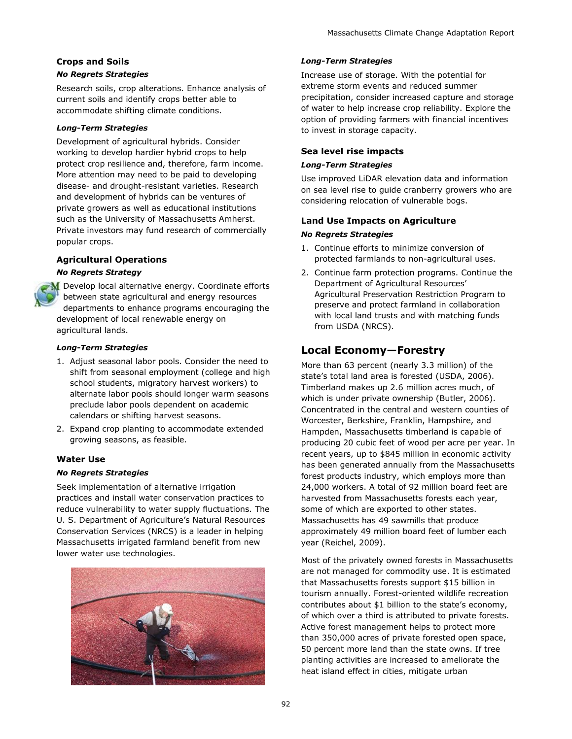### Crops and Soils

#### *No Regrets Strategies*

Research soils, crop alterations. Enhance analysis of current soils and identify crops better able to accommodate shifting climate conditions.

#### *Long-Term Strategies*

Development of agricultural hybrids. Consider working to develop hardier hybrid crops to help protect crop resilience and, therefore, farm income. More attention may need to be paid to developing disease- and drought-resistant varieties. Research and development of hybrids can be ventures of private growers as well as educational institutions such as the University of Massachusetts Amherst. Private investors may fund research of commercially popular crops.

### Agricultural Operations

#### *No Regrets Strategy*

Develop local alternative energy. Coordinate efforts between state agricultural and energy resources departments to enhance programs encouraging the development of local renewable energy on agricultural lands.

#### *Long-Term Strategies*

1. Adjust seasonal labor pools. Consider the need to shift from seasonal employment (college and high school students, migratory harvest workers) to alternate labor pools should longer warm seasons preclude labor pools dependent on academic calendars or shifting harvest seasons.
2. Expand crop planting to accommodate extended growing seasons, as feasible.

### Water Use

#### *No Regrets Strategies*

Seek implementation of alternative irrigation practices and install water conservation practices to reduce vulnerability to water supply fluctuations. The U. S. Department of Agriculture's Natural Resources Conservation Services (NRCS) is a leader in helping Massachusetts irrigated farmland benefit from new lower water use technologies.

#### *Long-Term Strategies*

Increase use of storage. With the potential for extreme storm events and reduced summer precipitation, consider increased capture and storage of water to help increase crop reliability. Explore the option of providing farmers with financial incentives to invest in storage capacity.

### Sea level rise impacts

#### *Long-Term Strategies*

Use improved LiDAR elevation data and information on sea level rise to guide cranberry growers who are considering relocation of vulnerable bogs.

### Land Use Impacts on Agriculture

#### *No Regrets Strategies*

1. Continue efforts to minimize conversion of protected farmlands to non-agricultural uses.
2. Continue farm protection programs. Continue the Department of Agricultural Resources' Agricultural Preservation Restriction Program to preserve and protect farmland in collaboration with local land trusts and with matching funds from USDA (NRCS).

## Local Economy—Forestry

More than 63 percent (nearly 3.3 million) of the state's total land area is forested (USDA, 2006). Timberland makes up 2.6 million acres much, of which is under private ownership (Butler, 2006). Concentrated in the central and western counties of Worcester, Berkshire, Franklin, Hampshire, and Hampden, Massachusetts timberland is capable of producing 20 cubic feet of wood per acre per year. In recent years, up to $845 million in economic activity has been generated annually from the Massachusetts forest products industry, which employs more than 24,000 workers. A total of 92 million board feet are harvested from Massachusetts forests each year, some of which are exported to other states. Massachusetts has 49 sawmills that produce approximately 49 million board feet of lumber each year (Reichel, 2009).

Most of the privately owned forests in Massachusetts are not managed for commodity use. It is estimated that Massachusetts forests support $15 billion in tourism annually. Forest-oriented wildlife recreation contributes about $1 billion to the state's economy, of which over a third is attributed to private forests. Active forest management helps to protect more than 350,000 acres of private forested open space, 50 percent more land than the state owns. If tree planting activities are increased to ameliorate the heat island effect in cities, mitigate urban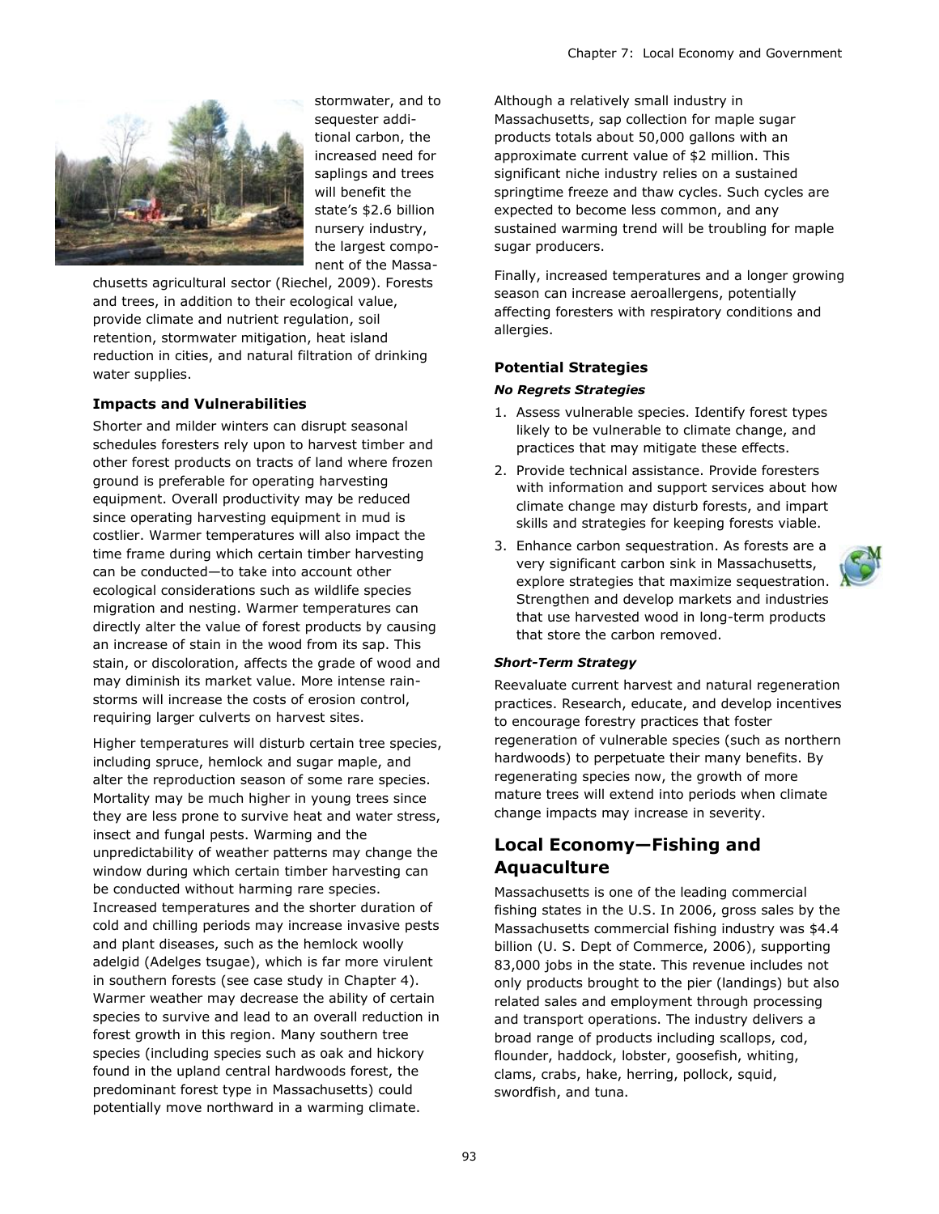stormwater, and to sequester additional carbon, the increased need for saplings and trees will benefit the state's $2.6 billion nursery industry, the largest component of the Massachusetts agricultural sector (Riechel, 2009). Forests and trees, in addition to their ecological value, provide climate and nutrient regulation, soil retention, stormwater mitigation, heat island reduction in cities, and natural filtration of drinking water supplies.

### Impacts and Vulnerabilities

Shorter and milder winters can disrupt seasonal schedules foresters rely upon to harvest timber and other forest products on tracts of land where frozen ground is preferable for operating harvesting equipment. Overall productivity may be reduced since operating harvesting equipment in mud is costlier. Warmer temperatures will also impact the time frame during which certain timber harvesting can be conducted—to take into account other ecological considerations such as wildlife species migration and nesting. Warmer temperatures can directly alter the value of forest products by causing an increase of stain in the wood from its sap. This stain, or discoloration, affects the grade of wood and may diminish its market value. More intense rainstorms will increase the costs of erosion control, requiring larger culverts on harvest sites.

Higher temperatures will disturb certain tree species, including spruce, hemlock and sugar maple, and alter the reproduction season of some rare species. Mortality may be much higher in young trees since they are less prone to survive heat and water stress, insect and fungal pests. Warming and the unpredictability of weather patterns may change the window during which certain timber harvesting can be conducted without harming rare species. Increased temperatures and the shorter duration of cold and chilling periods may increase invasive pests and plant diseases, such as the hemlock woolly adelgid (Adelges tsugae), which is far more virulent in southern forests (see case study in Chapter 4). Warmer weather may decrease the ability of certain species to survive and lead to an overall reduction in forest growth in this region. Many southern tree species (including species such as oak and hickory found in the upland central hardwoods forest, the predominant forest type in Massachusetts) could potentially move northward in a warming climate.

Although a relatively small industry in Massachusetts, sap collection for maple sugar products totals about 50,000 gallons with an approximate current value of $2 million. This significant niche industry relies on a sustained springtime freeze and thaw cycles. Such cycles are expected to become less common, and any sustained warming trend will be troubling for maple sugar producers.

Finally, increased temperatures and a longer growing season can increase aeroallergens, potentially affecting foresters with respiratory conditions and allergies.

### Potential Strategies

#### *No Regrets Strategies*

1. Assess vulnerable species. Identify forest types likely to be vulnerable to climate change, and practices that may mitigate these effects.
2. Provide technical assistance. Provide foresters with information and support services about how climate change may disturb forests, and impart skills and strategies for keeping forests viable.
3. Enhance carbon sequestration. As forests are a very significant carbon sink in Massachusetts, explore strategies that maximize sequestration. Strengthen and develop markets and industries that use harvested wood in long-term products that store the carbon removed.

#### *Short-Term Strategy*

Reevaluate current harvest and natural regeneration practices. Research, educate, and develop incentives to encourage forestry practices that foster regeneration of vulnerable species (such as northern hardwoods) to perpetuate their many benefits. By regenerating species now, the growth of more mature trees will extend into periods when climate change impacts may increase in severity.

## Local Economy—Fishing and Aquaculture

Massachusetts is one of the leading commercial fishing states in the U.S. In 2006, gross sales by the Massachusetts commercial fishing industry was $4.4 billion (U. S. Dept of Commerce, 2006), supporting 83,000 jobs in the state. This revenue includes not only products brought to the pier (landings) but also related sales and employment through processing and transport operations. The industry delivers a broad range of products including scallops, cod, flounder, haddock, lobster, goosefish, whiting, clams, crabs, hake, herring, pollock, squid, swordfish, and tuna.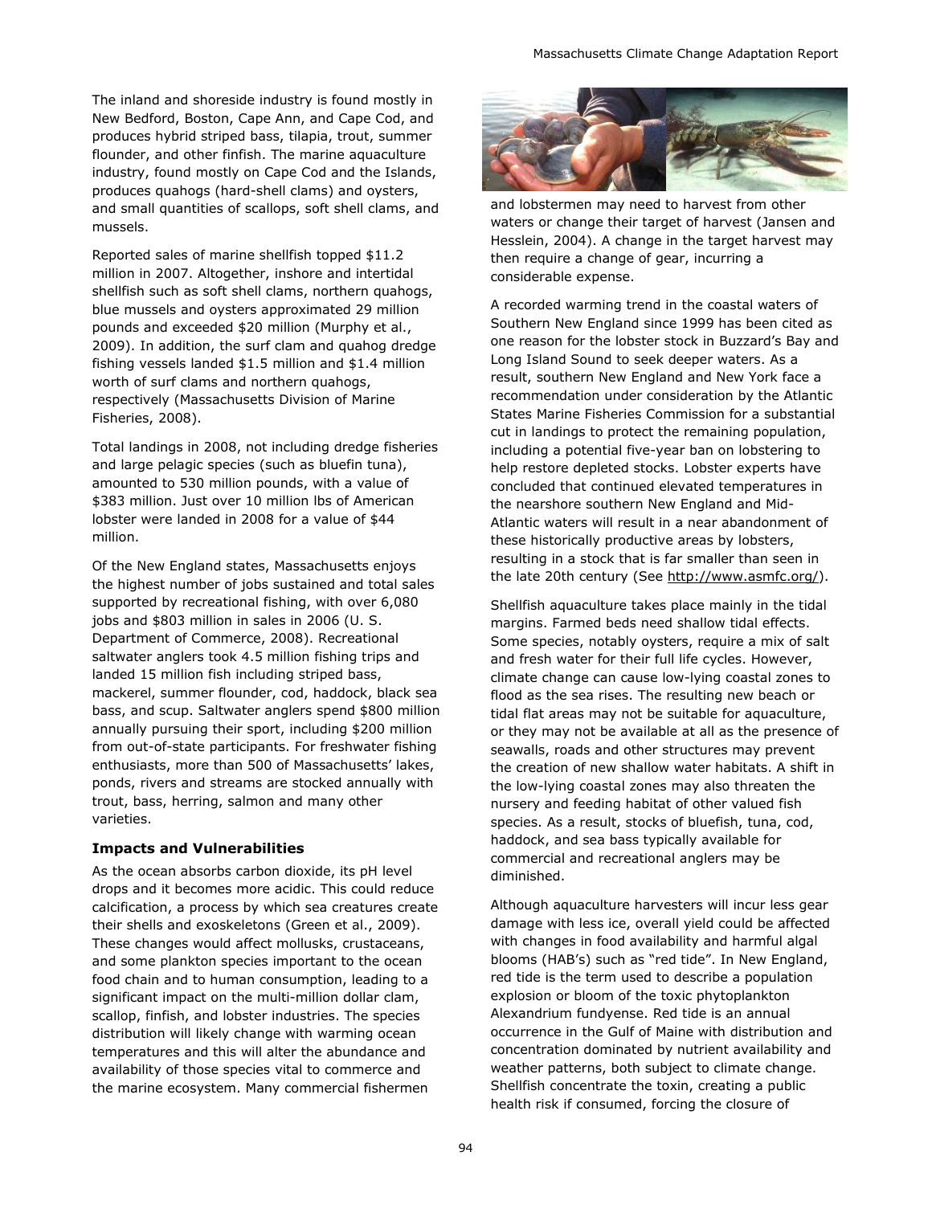The inland and shoreside industry is found mostly in New Bedford, Boston, Cape Ann, and Cape Cod, and produces hybrid striped bass, tilapia, trout, summer flounder, and other finfish. The marine aquaculture industry, found mostly on Cape Cod and the Islands, produces quahogs (hard-shell clams) and oysters, and small quantities of scallops, soft shell clams, and mussels.

Reported sales of marine shellfish topped $11.2 million in 2007. Altogether, inshore and intertidal shellfish such as soft shell clams, northern quahogs, blue mussels and oysters approximated 29 million pounds and exceeded $20 million (Murphy et al., 2009). In addition, the surf clam and quahog dredge fishing vessels landed $1.5 million and $1.4 million worth of surf clams and northern quahogs, respectively (Massachusetts Division of Marine Fisheries, 2008).

Total landings in 2008, not including dredge fisheries and large pelagic species (such as bluefin tuna), amounted to 530 million pounds, with a value of $383 million. Just over 10 million lbs of American lobster were landed in 2008 for a value of $44 million.

Of the New England states, Massachusetts enjoys the highest number of jobs sustained and total sales supported by recreational fishing, with over 6,080 jobs and $803 million in sales in 2006 (U. S. Department of Commerce, 2008). Recreational saltwater anglers took 4.5 million fishing trips and landed 15 million fish including striped bass, mackerel, summer flounder, cod, haddock, black sea bass, and scup. Saltwater anglers spend $800 million annually pursuing their sport, including $200 million from out-of-state participants. For freshwater fishing enthusiasts, more than 500 of Massachusetts' lakes, ponds, rivers and streams are stocked annually with trout, bass, herring, salmon and many other varieties.

### Impacts and Vulnerabilities

As the ocean absorbs carbon dioxide, its pH level drops and it becomes more acidic. This could reduce calcification, a process by which sea creatures create their shells and exoskeletons (Green et al., 2009). These changes would affect mollusks, crustaceans, and some plankton species important to the ocean food chain and to human consumption, leading to a significant impact on the multi-million dollar clam, scallop, finfish, and lobster industries. The species distribution will likely change with warming ocean temperatures and this will alter the abundance and availability of those species vital to commerce and the marine ecosystem. Many commercial fishermen and lobstermen may need to harvest from other waters or change their target of harvest (Jansen and Hesslein, 2004). A change in the target harvest may then require a change of gear, incurring a considerable expense.

A recorded warming trend in the coastal waters of Southern New England since 1999 has been cited as one reason for the lobster stock in Buzzard's Bay and Long Island Sound to seek deeper waters. As a result, southern New England and New York face a recommendation under consideration by the Atlantic States Marine Fisheries Commission for a substantial cut in landings to protect the remaining population, including a potential five-year ban on lobstering to help restore depleted stocks. Lobster experts have concluded that continued elevated temperatures in the nearshore southern New England and Mid-Atlantic waters will result in a near abandonment of these historically productive areas by lobsters, resulting in a stock that is far smaller than seen in the late 20th century (See http://www.asmfc.org/).

Shellfish aquaculture takes place mainly in the tidal margins. Farmed beds need shallow tidal effects. Some species, notably oysters, require a mix of salt and fresh water for their full life cycles. However, climate change can cause low-lying coastal zones to flood as the sea rises. The resulting new beach or tidal flat areas may not be suitable for aquaculture, or they may not be available at all as the presence of seawalls, roads and other structures may prevent the creation of new shallow water habitats. A shift in the low-lying coastal zones may also threaten the nursery and feeding habitat of other valued fish species. As a result, stocks of bluefish, tuna, cod, haddock, and sea bass typically available for commercial and recreational anglers may be diminished.

Although aquaculture harvesters will incur less gear damage with less ice, overall yield could be affected with changes in food availability and harmful algal blooms (HAB's) such as "red tide". In New England, red tide is the term used to describe a population explosion or bloom of the toxic phytoplankton Alexandrium fundyense. Red tide is an annual occurrence in the Gulf of Maine with distribution and concentration dominated by nutrient availability and weather patterns, both subject to climate change. Shellfish concentrate the toxin, creating a public health risk if consumed, forcing the closure of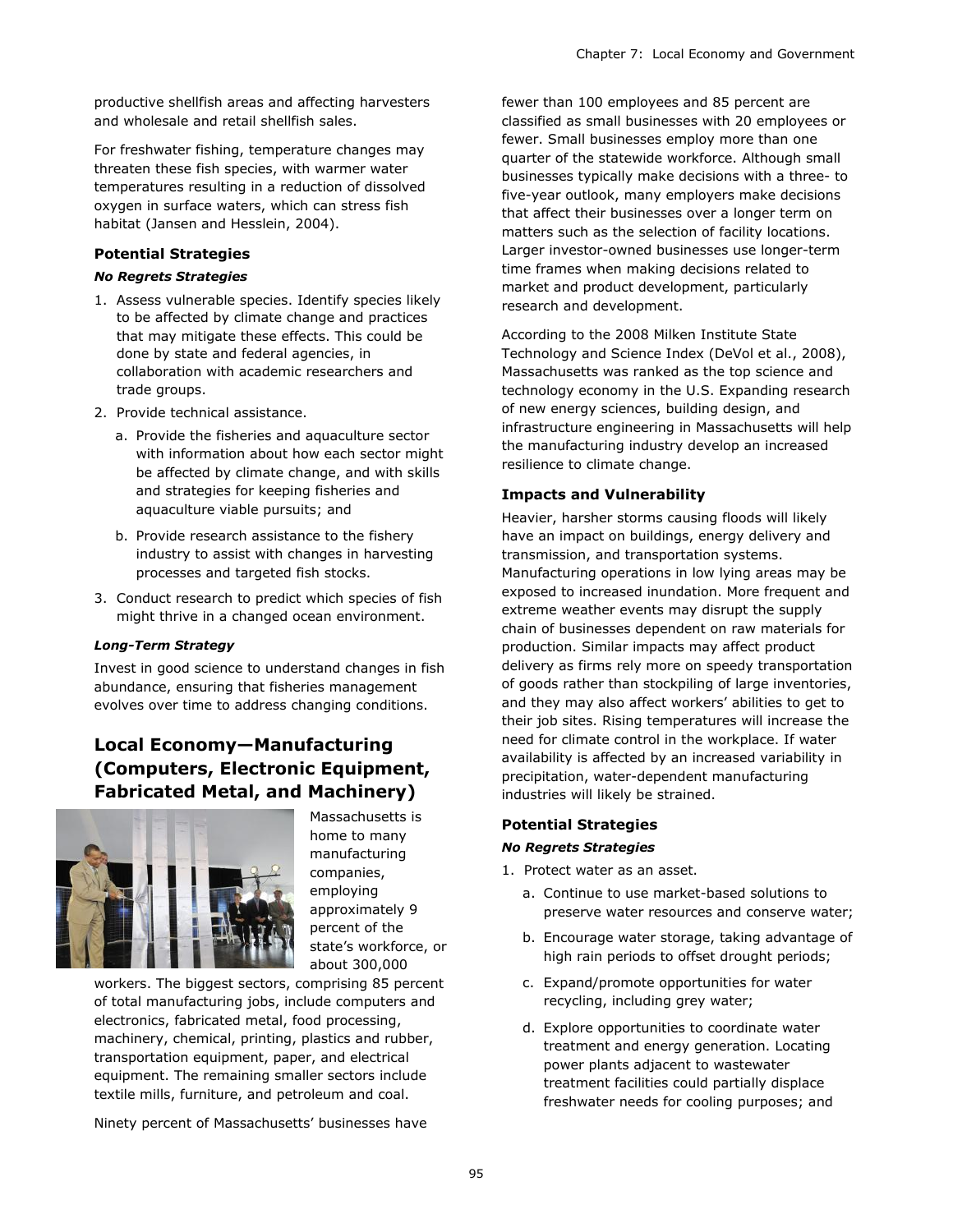productive shellfish areas and affecting harvesters and wholesale and retail shellfish sales.

For freshwater fishing, temperature changes may threaten these fish species, with warmer water temperatures resulting in a reduction of dissolved oxygen in surface waters, which can stress fish habitat (Jansen and Hesslein, 2004).

### Potential Strategies

#### *No Regrets Strategies*

1. Assess vulnerable species. Identify species likely to be affected by climate change and practices that may mitigate these effects. This could be done by state and federal agencies, in collaboration with academic researchers and trade groups.
2. Provide technical assistance.
   a. Provide the fisheries and aquaculture sector with information about how each sector might be affected by climate change, and with skills and strategies for keeping fisheries and aquaculture viable pursuits; and
   b. Provide research assistance to the fishery industry to assist with changes in harvesting processes and targeted fish stocks.
3. Conduct research to predict which species of fish might thrive in a changed ocean environment.

#### *Long-Term Strategy*

Invest in good science to understand changes in fish abundance, ensuring that fisheries management evolves over time to address changing conditions.

## Local Economy—Manufacturing (Computers, Electronic Equipment, Fabricated Metal, and Machinery)

Massachusetts is home to many manufacturing companies, employing approximately 9 percent of the state's workforce, or about 300,000 workers. The biggest sectors, comprising 85 percent of total manufacturing jobs, include computers and electronics, fabricated metal, food processing, machinery, chemical, printing, plastics and rubber, transportation equipment, paper, and electrical equipment. The remaining smaller sectors include textile mills, furniture, and petroleum and coal.

Ninety percent of Massachusetts' businesses have fewer than 100 employees and 85 percent are classified as small businesses with 20 employees or fewer. Small businesses employ more than one quarter of the statewide workforce. Although small businesses typically make decisions with a three- to five-year outlook, many employers make decisions that affect their businesses over a longer term on matters such as the selection of facility locations. Larger investor-owned businesses use longer-term time frames when making decisions related to market and product development, particularly research and development.

According to the 2008 Milken Institute State Technology and Science Index (DeVol et al., 2008), Massachusetts was ranked as the top science and technology economy in the U.S. Expanding research of new energy sciences, building design, and infrastructure engineering in Massachusetts will help the manufacturing industry develop an increased resilience to climate change.

### Impacts and Vulnerability

Heavier, harsher storms causing floods will likely have an impact on buildings, energy delivery and transmission, and transportation systems. Manufacturing operations in low lying areas may be exposed to increased inundation. More frequent and extreme weather events may disrupt the supply chain of businesses dependent on raw materials for production. Similar impacts may affect product delivery as firms rely more on speedy transportation of goods rather than stockpiling of large inventories, and they may also affect workers' abilities to get to their job sites. Rising temperatures will increase the need for climate control in the workplace. If water availability is affected by an increased variability in precipitation, water-dependent manufacturing industries will likely be strained.

### Potential Strategies

#### *No Regrets Strategies*

1. Protect water as an asset.
   a. Continue to use market-based solutions to preserve water resources and conserve water;
   b. Encourage water storage, taking advantage of high rain periods to offset drought periods;
   c. Expand/promote opportunities for water recycling, including grey water;
   d. Explore opportunities to coordinate water treatment and energy generation. Locating power plants adjacent to wastewater treatment facilities could partially displace freshwater needs for cooling purposes; and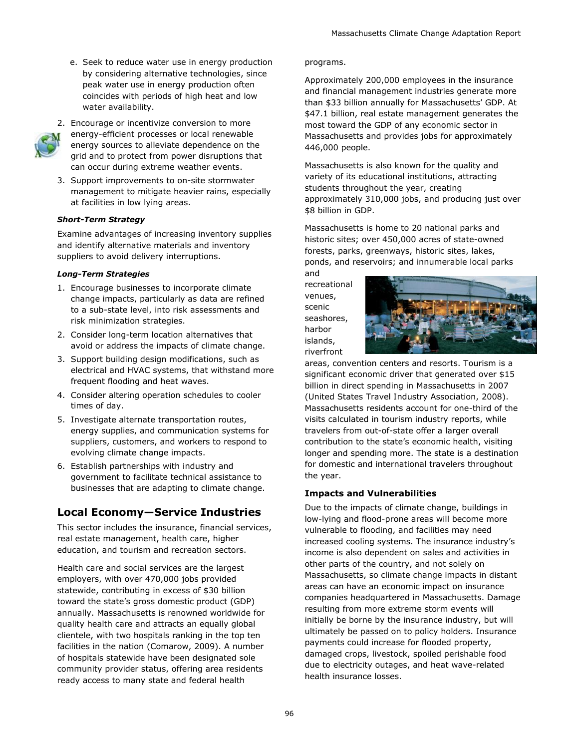e. Seek to reduce water use in energy production by considering alternative technologies, since peak water use in energy production often coincides with periods of high heat and low water availability.

2. Encourage or incentivize conversion to more energy-efficient processes or local renewable energy sources to alleviate dependence on the grid and to protect from power disruptions that can occur during extreme weather events.
3. Support improvements to on-site stormwater management to mitigate heavier rains, especially at facilities in low lying areas.

***Short-Term Strategy***

Examine advantages of increasing inventory supplies and identify alternative materials and inventory suppliers to avoid delivery interruptions.

***Long-Term Strategies***

1. Encourage businesses to incorporate climate change impacts, particularly as data are refined to a sub-state level, into risk assessments and risk minimization strategies.
2. Consider long-term location alternatives that avoid or address the impacts of climate change.
3. Support building design modifications, such as electrical and HVAC systems, that withstand more frequent flooding and heat waves.
4. Consider altering operation schedules to cooler times of day.
5. Investigate alternate transportation routes, energy supplies, and communication systems for suppliers, customers, and workers to respond to evolving climate change impacts.
6. Establish partnerships with industry and government to facilitate technical assistance to businesses that are adapting to climate change.

## Local Economy—Service Industries

This sector includes the insurance, financial services, real estate management, health care, higher education, and tourism and recreation sectors.

Health care and social services are the largest employers, with over 470,000 jobs provided statewide, contributing in excess of $30 billion toward the state's gross domestic product (GDP) annually. Massachusetts is renowned worldwide for quality health care and attracts an equally global clientele, with two hospitals ranking in the top ten facilities in the nation (Comarow, 2009). A number of hospitals statewide have been designated sole community provider status, offering area residents ready access to many state and federal health programs.

Approximately 200,000 employees in the insurance and financial management industries generate more than $33 billion annually for Massachusetts' GDP. At $47.1 billion, real estate management generates the most toward the GDP of any economic sector in Massachusetts and provides jobs for approximately 446,000 people.

Massachusetts is also known for the quality and variety of its educational institutions, attracting students throughout the year, creating approximately 310,000 jobs, and producing just over $8 billion in GDP.

Massachusetts is home to 20 national parks and historic sites; over 450,000 acres of state-owned forests, parks, greenways, historic sites, lakes, ponds, and reservoirs; and innumerable local parks and recreational venues, scenic seashores, harbor islands, riverfront areas, convention centers and resorts. Tourism is a significant economic driver that generated over $15 billion in direct spending in Massachusetts in 2007 (United States Travel Industry Association, 2008). Massachusetts residents account for one-third of the visits calculated in tourism industry reports, while travelers from out-of-state offer a larger overall contribution to the state's economic health, visiting longer and spending more. The state is a destination for domestic and international travelers throughout the year.

**Impacts and Vulnerabilities**

Due to the impacts of climate change, buildings in low-lying and flood-prone areas will become more vulnerable to flooding, and facilities may need increased cooling systems. The insurance industry's income is also dependent on sales and activities in other parts of the country, and not solely on Massachusetts, so climate change impacts in distant areas can have an economic impact on insurance companies headquartered in Massachusetts. Damage resulting from more extreme storm events will initially be borne by the insurance industry, but will ultimately be passed on to policy holders. Insurance payments could increase for flooded property, damaged crops, livestock, spoiled perishable food due to electricity outages, and heat wave-related health insurance losses.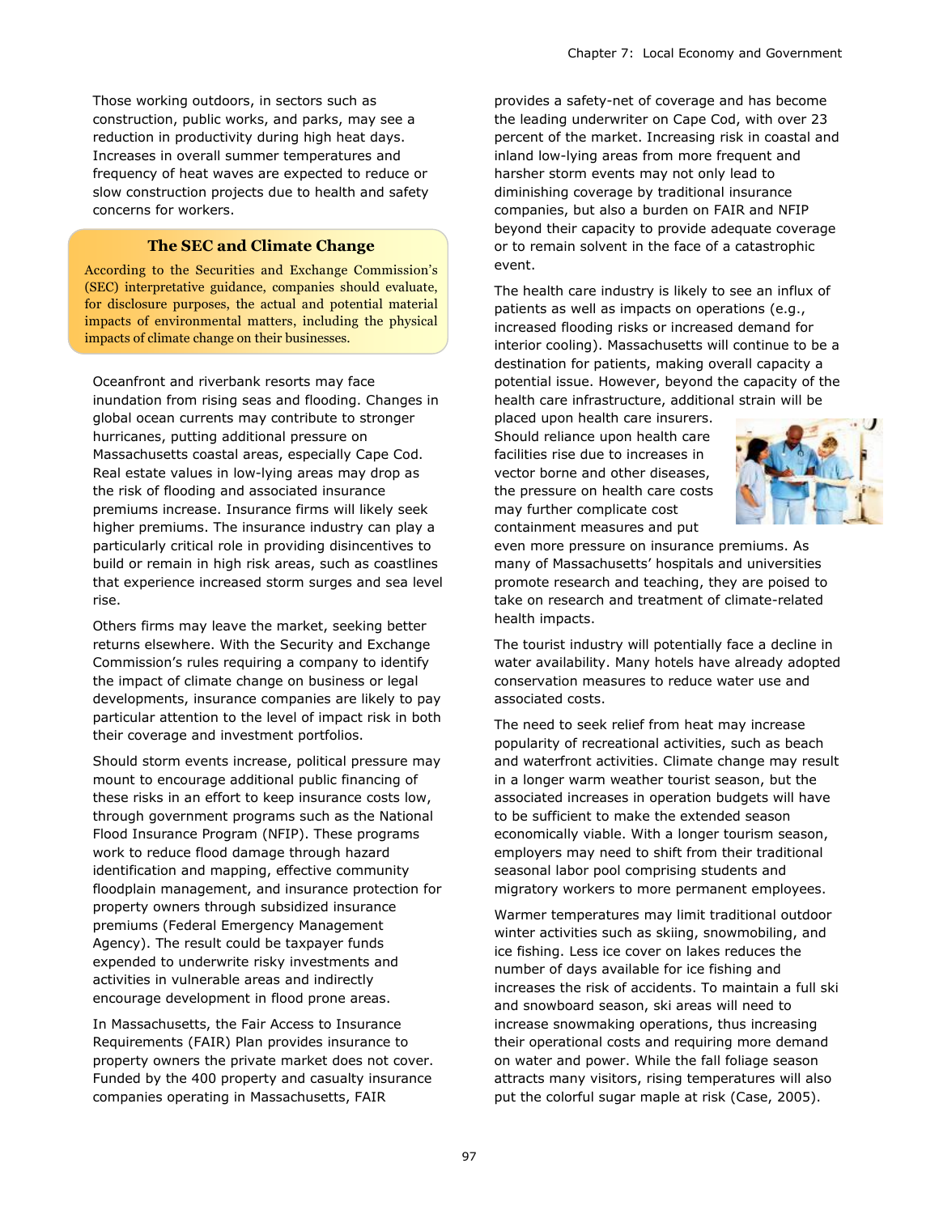Those working outdoors, in sectors such as construction, public works, and parks, may see a reduction in productivity during high heat days. Increases in overall summer temperatures and frequency of heat waves are expected to reduce or slow construction projects due to health and safety concerns for workers.

### The SEC and Climate Change

According to the Securities and Exchange Commission's (SEC) interpretative guidance, companies should evaluate, for disclosure purposes, the actual and potential material impacts of environmental matters, including the physical impacts of climate change on their businesses.

Oceanfront and riverbank resorts may face inundation from rising seas and flooding. Changes in global ocean currents may contribute to stronger hurricanes, putting additional pressure on Massachusetts coastal areas, especially Cape Cod. Real estate values in low-lying areas may drop as the risk of flooding and associated insurance premiums increase. Insurance firms will likely seek higher premiums. The insurance industry can play a particularly critical role in providing disincentives to build or remain in high risk areas, such as coastlines that experience increased storm surges and sea level rise.

Others firms may leave the market, seeking better returns elsewhere. With the Security and Exchange Commission's rules requiring a company to identify the impact of climate change on business or legal developments, insurance companies are likely to pay particular attention to the level of impact risk in both their coverage and investment portfolios.

Should storm events increase, political pressure may mount to encourage additional public financing of these risks in an effort to keep insurance costs low, through government programs such as the National Flood Insurance Program (NFIP). These programs work to reduce flood damage through hazard identification and mapping, effective community floodplain management, and insurance protection for property owners through subsidized insurance premiums (Federal Emergency Management Agency). The result could be taxpayer funds expended to underwrite risky investments and activities in vulnerable areas and indirectly encourage development in flood prone areas.

In Massachusetts, the Fair Access to Insurance Requirements (FAIR) Plan provides insurance to property owners the private market does not cover. Funded by the 400 property and casualty insurance companies operating in Massachusetts, FAIR provides a safety-net of coverage and has become the leading underwriter on Cape Cod, with over 23 percent of the market. Increasing risk in coastal and inland low-lying areas from more frequent and harsher storm events may not only lead to diminishing coverage by traditional insurance companies, but also a burden on FAIR and NFIP beyond their capacity to provide adequate coverage or to remain solvent in the face of a catastrophic event.

The health care industry is likely to see an influx of patients as well as impacts on operations (e.g., increased flooding risks or increased demand for interior cooling). Massachusetts will continue to be a destination for patients, making overall capacity a potential issue. However, beyond the capacity of the health care infrastructure, additional strain will be placed upon health care insurers. Should reliance upon health care facilities rise due to increases in vector borne and other diseases, the pressure on health care costs may further complicate cost containment measures and put even more pressure on insurance premiums. As many of Massachusetts' hospitals and universities promote research and teaching, they are poised to take on research and treatment of climate-related health impacts.

The tourist industry will potentially face a decline in water availability. Many hotels have already adopted conservation measures to reduce water use and associated costs.

The need to seek relief from heat may increase popularity of recreational activities, such as beach and waterfront activities. Climate change may result in a longer warm weather tourist season, but the associated increases in operation budgets will have to be sufficient to make the extended season economically viable. With a longer tourism season, employers may need to shift from their traditional seasonal labor pool comprising students and migratory workers to more permanent employees.

Warmer temperatures may limit traditional outdoor winter activities such as skiing, snowmobiling, and ice fishing. Less ice cover on lakes reduces the number of days available for ice fishing and increases the risk of accidents. To maintain a full ski and snowboard season, ski areas will need to increase snowmaking operations, thus increasing their operational costs and requiring more demand on water and power. While the fall foliage season attracts many visitors, rising temperatures will also put the colorful sugar maple at risk (Case, 2005).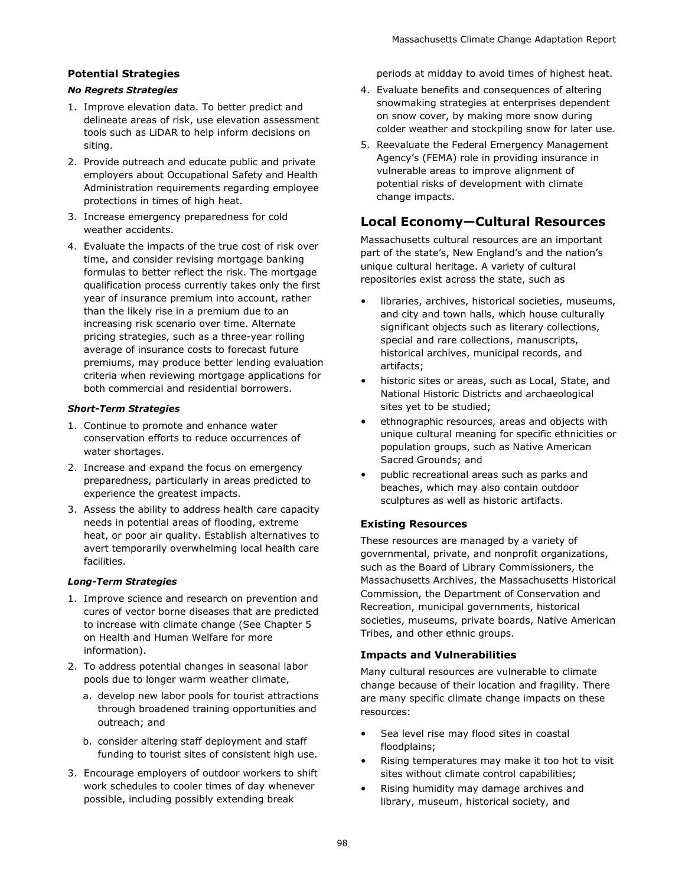### Potential Strategies

#### *No Regrets Strategies*

1. Improve elevation data. To better predict and delineate areas of risk, use elevation assessment tools such as LiDAR to help inform decisions on siting.
2. Provide outreach and educate public and private employers about Occupational Safety and Health Administration requirements regarding employee protections in times of high heat.
3. Increase emergency preparedness for cold weather accidents.
4. Evaluate the impacts of the true cost of risk over time, and consider revising mortgage banking formulas to better reflect the risk. The mortgage qualification process currently takes only the first year of insurance premium into account, rather than the likely rise in a premium due to an increasing risk scenario over time. Alternate pricing strategies, such as a three-year rolling average of insurance costs to forecast future premiums, may produce better lending evaluation criteria when reviewing mortgage applications for both commercial and residential borrowers.

#### *Short-Term Strategies*

1. Continue to promote and enhance water conservation efforts to reduce occurrences of water shortages.
2. Increase and expand the focus on emergency preparedness, particularly in areas predicted to experience the greatest impacts.
3. Assess the ability to address health care capacity needs in potential areas of flooding, extreme heat, or poor air quality. Establish alternatives to avert temporarily overwhelming local health care facilities.

#### *Long-Term Strategies*

1. Improve science and research on prevention and cures of vector borne diseases that are predicted to increase with climate change (See Chapter 5 on Health and Human Welfare for more information).
2. To address potential changes in seasonal labor pools due to longer warm weather climate,
   a. develop new labor pools for tourist attractions through broadened training opportunities and outreach; and
   b. consider altering staff deployment and staff funding to tourist sites of consistent high use.
3. Encourage employers of outdoor workers to shift work schedules to cooler times of day whenever possible, including possibly extending break periods at midday to avoid times of highest heat.
4. Evaluate benefits and consequences of altering snowmaking strategies at enterprises dependent on snow cover, by making more snow during colder weather and stockpiling snow for later use.
5. Reevaluate the Federal Emergency Management Agency's (FEMA) role in providing insurance in vulnerable areas to improve alignment of potential risks of development with climate change impacts.

## Local Economy—Cultural Resources

Massachusetts cultural resources are an important part of the state's, New England's and the nation's unique cultural heritage. A variety of cultural repositories exist across the state, such as

- libraries, archives, historical societies, museums, and city and town halls, which house culturally significant objects such as literary collections, special and rare collections, manuscripts, historical archives, municipal records, and artifacts;
- historic sites or areas, such as Local, State, and National Historic Districts and archaeological sites yet to be studied;
- ethnographic resources, areas and objects with unique cultural meaning for specific ethnicities or population groups, such as Native American Sacred Grounds; and
- public recreational areas such as parks and beaches, which may also contain outdoor sculptures as well as historic artifacts.

### Existing Resources

These resources are managed by a variety of governmental, private, and nonprofit organizations, such as the Board of Library Commissioners, the Massachusetts Archives, the Massachusetts Historical Commission, the Department of Conservation and Recreation, municipal governments, historical societies, museums, private boards, Native American Tribes, and other ethnic groups.

### Impacts and Vulnerabilities

Many cultural resources are vulnerable to climate change because of their location and fragility. There are many specific climate change impacts on these resources:

- Sea level rise may flood sites in coastal floodplains;
- Rising temperatures may make it too hot to visit sites without climate control capabilities;
- Rising humidity may damage archives and library, museum, historical society, and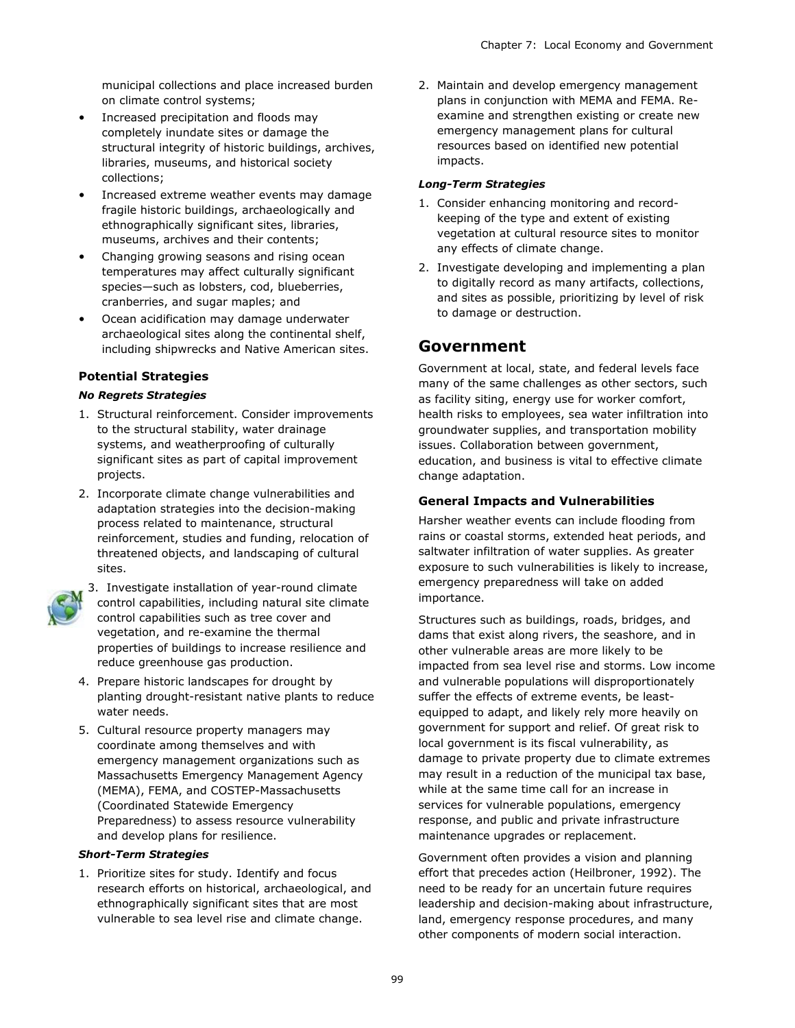municipal collections and place increased burden on climate control systems;

- Increased precipitation and floods may completely inundate sites or damage the structural integrity of historic buildings, archives, libraries, museums, and historical society collections;
- Increased extreme weather events may damage fragile historic buildings, archaeologically and ethnographically significant sites, libraries, museums, archives and their contents;
- Changing growing seasons and rising ocean temperatures may affect culturally significant species—such as lobsters, cod, blueberries, cranberries, and sugar maples; and
- Ocean acidification may damage underwater archaeological sites along the continental shelf, including shipwrecks and Native American sites.

### Potential Strategies

***No Regrets Strategies***

1. Structural reinforcement. Consider improvements to the structural stability, water drainage systems, and weatherproofing of culturally significant sites as part of capital improvement projects.
2. Incorporate climate change vulnerabilities and adaptation strategies into the decision-making process related to maintenance, structural reinforcement, studies and funding, relocation of threatened objects, and landscaping of cultural sites.
3. Investigate installation of year-round climate control capabilities, including natural site climate control capabilities such as tree cover and vegetation, and re-examine the thermal properties of buildings to increase resilience and reduce greenhouse gas production.
4. Prepare historic landscapes for drought by planting drought-resistant native plants to reduce water needs.
5. Cultural resource property managers may coordinate among themselves and with emergency management organizations such as Massachusetts Emergency Management Agency (MEMA), FEMA, and COSTEP-Massachusetts (Coordinated Statewide Emergency Preparedness) to assess resource vulnerability and develop plans for resilience.

***Short-Term Strategies***

1. Prioritize sites for study. Identify and focus research efforts on historical, archaeological, and ethnographically significant sites that are most vulnerable to sea level rise and climate change.
2. Maintain and develop emergency management plans in conjunction with MEMA and FEMA. Re-examine and strengthen existing or create new emergency management plans for cultural resources based on identified new potential impacts.

***Long-Term Strategies***

1. Consider enhancing monitoring and record-keeping of the type and extent of existing vegetation at cultural resource sites to monitor any effects of climate change.
2. Investigate developing and implementing a plan to digitally record as many artifacts, collections, and sites as possible, prioritizing by level of risk to damage or destruction.

## Government

Government at local, state, and federal levels face many of the same challenges as other sectors, such as facility siting, energy use for worker comfort, health risks to employees, sea water infiltration into groundwater supplies, and transportation mobility issues. Collaboration between government, education, and business is vital to effective climate change adaptation.

### General Impacts and Vulnerabilities

Harsher weather events can include flooding from rains or coastal storms, extended heat periods, and saltwater infiltration of water supplies. As greater exposure to such vulnerabilities is likely to increase, emergency preparedness will take on added importance.

Structures such as buildings, roads, bridges, and dams that exist along rivers, the seashore, and in other vulnerable areas are more likely to be impacted from sea level rise and storms. Low income and vulnerable populations will disproportionately suffer the effects of extreme events, be least-equipped to adapt, and likely rely more heavily on government for support and relief. Of great risk to local government is its fiscal vulnerability, as damage to private property due to climate extremes may result in a reduction of the municipal tax base, while at the same time call for an increase in services for vulnerable populations, emergency response, and public and private infrastructure maintenance upgrades or replacement.

Government often provides a vision and planning effort that precedes action (Heilbroner, 1992). The need to be ready for an uncertain future requires leadership and decision-making about infrastructure, land, emergency response procedures, and many other components of modern social interaction.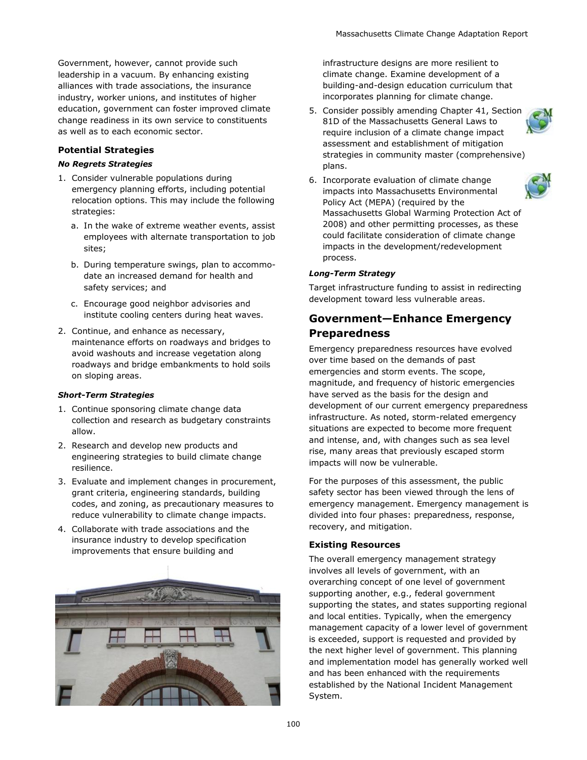Government, however, cannot provide such leadership in a vacuum. By enhancing existing alliances with trade associations, the insurance industry, worker unions, and institutes of higher education, government can foster improved climate change readiness in its own service to constituents as well as to each economic sector.

### Potential Strategies

#### *No Regrets Strategies*

1. Consider vulnerable populations during emergency planning efforts, including potential relocation options. This may include the following strategies:
   a. In the wake of extreme weather events, assist employees with alternate transportation to job sites;
   b. During temperature swings, plan to accommodate an increased demand for health and safety services; and
   c. Encourage good neighbor advisories and institute cooling centers during heat waves.
2. Continue, and enhance as necessary, maintenance efforts on roadways and bridges to avoid washouts and increase vegetation along roadways and bridge embankments to hold soils on sloping areas.

#### *Short-Term Strategies*

1. Continue sponsoring climate change data collection and research as budgetary constraints allow.
2. Research and develop new products and engineering strategies to build climate change resilience.
3. Evaluate and implement changes in procurement, grant criteria, engineering standards, building codes, and zoning, as precautionary measures to reduce vulnerability to climate change impacts.
4. Collaborate with trade associations and the insurance industry to develop specification improvements that ensure building and infrastructure designs are more resilient to climate change. Examine development of a building-and-design education curriculum that incorporates planning for climate change.
5. Consider possibly amending Chapter 41, Section 81D of the Massachusetts General Laws to require inclusion of a climate change impact assessment and establishment of mitigation strategies in community master (comprehensive) plans.
6. Incorporate evaluation of climate change impacts into Massachusetts Environmental Policy Act (MEPA) (required by the Massachusetts Global Warming Protection Act of 2008) and other permitting processes, as these could facilitate consideration of climate change impacts in the development/redevelopment process.

#### *Long-Term Strategy*

Target infrastructure funding to assist in redirecting development toward less vulnerable areas.

## Government—Enhance Emergency Preparedness

Emergency preparedness resources have evolved over time based on the demands of past emergencies and storm events. The scope, magnitude, and frequency of historic emergencies have served as the basis for the design and development of our current emergency preparedness infrastructure. As noted, storm-related emergency situations are expected to become more frequent and intense, and, with changes such as sea level rise, many areas that previously escaped storm impacts will now be vulnerable.

For the purposes of this assessment, the public safety sector has been viewed through the lens of emergency management. Emergency management is divided into four phases: preparedness, response, recovery, and mitigation.

### Existing Resources

The overall emergency management strategy involves all levels of government, with an overarching concept of one level of government supporting another, e.g., federal government supporting the states, and states supporting regional and local entities. Typically, when the emergency management capacity of a lower level of government is exceeded, support is requested and provided by the next higher level of government. This planning and implementation model has generally worked well and has been enhanced with the requirements established by the National Incident Management System.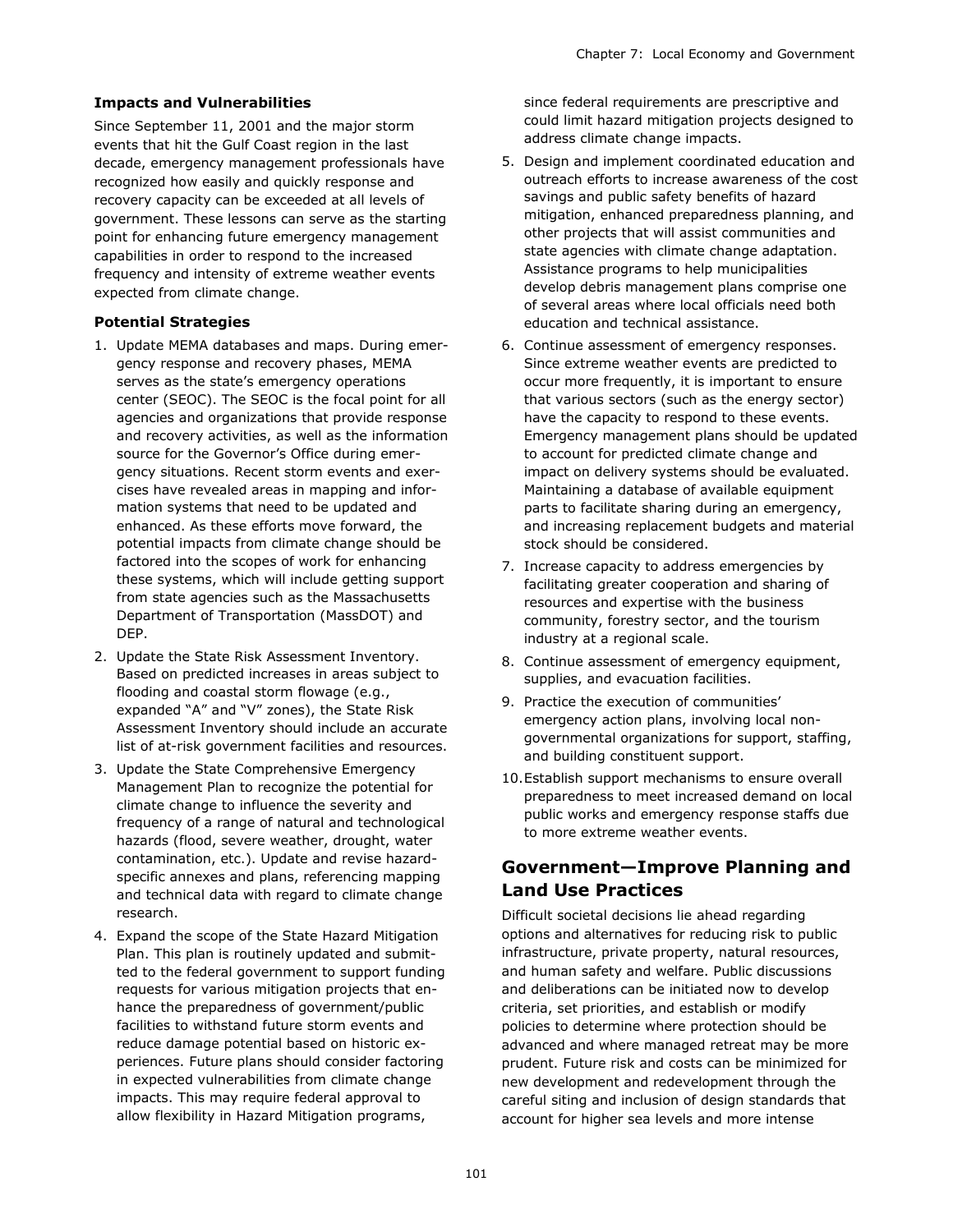**Impacts and Vulnerabilities**

Since September 11, 2001 and the major storm events that hit the Gulf Coast region in the last decade, emergency management professionals have recognized how easily and quickly response and recovery capacity can be exceeded at all levels of government. These lessons can serve as the starting point for enhancing future emergency management capabilities in order to respond to the increased frequency and intensity of extreme weather events expected from climate change.

**Potential Strategies**

1. Update MEMA databases and maps. During emergency response and recovery phases, MEMA serves as the state's emergency operations center (SEOC). The SEOC is the focal point for all agencies and organizations that provide response and recovery activities, as well as the information source for the Governor's Office during emergency situations. Recent storm events and exercises have revealed areas in mapping and information systems that need to be updated and enhanced. As these efforts move forward, the potential impacts from climate change should be factored into the scopes of work for enhancing these systems, which will include getting support from state agencies such as the Massachusetts Department of Transportation (MassDOT) and DEP.
2. Update the State Risk Assessment Inventory. Based on predicted increases in areas subject to flooding and coastal storm flowage (e.g., expanded "A" and "V" zones), the State Risk Assessment Inventory should include an accurate list of at-risk government facilities and resources.
3. Update the State Comprehensive Emergency Management Plan to recognize the potential for climate change to influence the severity and frequency of a range of natural and technological hazards (flood, severe weather, drought, water contamination, etc.). Update and revise hazard-specific annexes and plans, referencing mapping and technical data with regard to climate change research.
4. Expand the scope of the State Hazard Mitigation Plan. This plan is routinely updated and submitted to the federal government to support funding requests for various mitigation projects that enhance the preparedness of government/public facilities to withstand future storm events and reduce damage potential based on historic experiences. Future plans should consider factoring in expected vulnerabilities from climate change impacts. This may require federal approval to allow flexibility in Hazard Mitigation programs, since federal requirements are prescriptive and could limit hazard mitigation projects designed to address climate change impacts.
5. Design and implement coordinated education and outreach efforts to increase awareness of the cost savings and public safety benefits of hazard mitigation, enhanced preparedness planning, and other projects that will assist communities and state agencies with climate change adaptation. Assistance programs to help municipalities develop debris management plans comprise one of several areas where local officials need both education and technical assistance.
6. Continue assessment of emergency responses. Since extreme weather events are predicted to occur more frequently, it is important to ensure that various sectors (such as the energy sector) have the capacity to respond to these events. Emergency management plans should be updated to account for predicted climate change and impact on delivery systems should be evaluated. Maintaining a database of available equipment parts to facilitate sharing during an emergency, and increasing replacement budgets and material stock should be considered.
7. Increase capacity to address emergencies by facilitating greater cooperation and sharing of resources and expertise with the business community, forestry sector, and the tourism industry at a regional scale.
8. Continue assessment of emergency equipment, supplies, and evacuation facilities.
9. Practice the execution of communities' emergency action plans, involving local non-governmental organizations for support, staffing, and building constituent support.
10. Establish support mechanisms to ensure overall preparedness to meet increased demand on local public works and emergency response staffs due to more extreme weather events.

## Government—Improve Planning and Land Use Practices

Difficult societal decisions lie ahead regarding options and alternatives for reducing risk to public infrastructure, private property, natural resources, and human safety and welfare. Public discussions and deliberations can be initiated now to develop criteria, set priorities, and establish or modify policies to determine where protection should be advanced and where managed retreat may be more prudent. Future risk and costs can be minimized for new development and redevelopment through the careful siting and inclusion of design standards that account for higher sea levels and more intense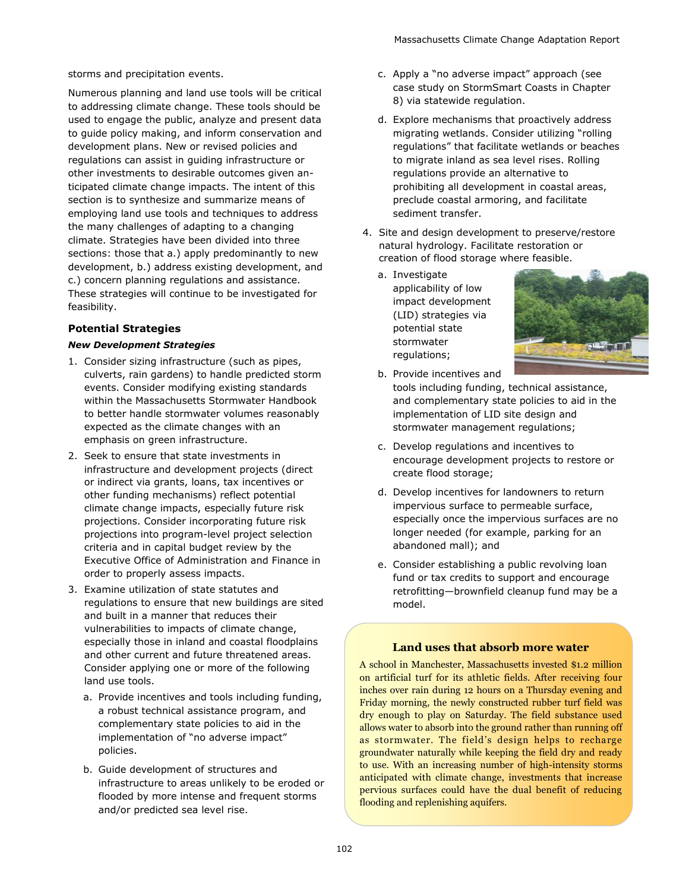storms and precipitation events.

Numerous planning and land use tools will be critical to addressing climate change. These tools should be used to engage the public, analyze and present data to guide policy making, and inform conservation and development plans. New or revised policies and regulations can assist in guiding infrastructure or other investments to desirable outcomes given anticipated climate change impacts. The intent of this section is to synthesize and summarize means of employing land use tools and techniques to address the many challenges of adapting to a changing climate. Strategies have been divided into three sections: those that a.) apply predominantly to new development, b.) address existing development, and c.) concern planning regulations and assistance. These strategies will continue to be investigated for feasibility.

### Potential Strategies

#### *New Development Strategies*

1. Consider sizing infrastructure (such as pipes, culverts, rain gardens) to handle predicted storm events. Consider modifying existing standards within the Massachusetts Stormwater Handbook to better handle stormwater volumes reasonably expected as the climate changes with an emphasis on green infrastructure.
2. Seek to ensure that state investments in infrastructure and development projects (direct or indirect via grants, loans, tax incentives or other funding mechanisms) reflect potential climate change impacts, especially future risk projections. Consider incorporating future risk projections into program-level project selection criteria and in capital budget review by the Executive Office of Administration and Finance in order to properly assess impacts.
3. Examine utilization of state statutes and regulations to ensure that new buildings are sited and built in a manner that reduces their vulnerabilities to impacts of climate change, especially those in inland and coastal floodplains and other current and future threatened areas. Consider applying one or more of the following land use tools.
   a. Provide incentives and tools including funding, a robust technical assistance program, and complementary state policies to aid in the implementation of "no adverse impact" policies.
   b. Guide development of structures and infrastructure to areas unlikely to be eroded or flooded by more intense and frequent storms and/or predicted sea level rise.
   c. Apply a "no adverse impact" approach (see case study on StormSmart Coasts in Chapter 8) via statewide regulation.
   d. Explore mechanisms that proactively address migrating wetlands. Consider utilizing "rolling regulations" that facilitate wetlands or beaches to migrate inland as sea level rises. Rolling regulations provide an alternative to prohibiting all development in coastal areas, preclude coastal armoring, and facilitate sediment transfer.
4. Site and design development to preserve/restore natural hydrology. Facilitate restoration or creation of flood storage where feasible.
   a. Investigate applicability of low impact development (LID) strategies via potential state stormwater regulations;
   b. Provide incentives and tools including funding, technical assistance, and complementary state policies to aid in the implementation of LID site design and stormwater management regulations;
   c. Develop regulations and incentives to encourage development projects to restore or create flood storage;
   d. Develop incentives for landowners to return impervious surface to permeable surface, especially once the impervious surfaces are no longer needed (for example, parking for an abandoned mall); and
   e. Consider establishing a public revolving loan fund or tax credits to support and encourage retrofitting—brownfield cleanup fund may be a model.

#### Land uses that absorb more water

A school in Manchester, Massachusetts invested $1.2 million on artificial turf for its athletic fields. After receiving four inches over rain during 12 hours on a Thursday evening and Friday morning, the newly constructed rubber turf field was dry enough to play on Saturday. The field substance used allows water to absorb into the ground rather than running off as stormwater. The field's design helps to recharge groundwater naturally while keeping the field dry and ready to use. With an increasing number of high-intensity storms anticipated with climate change, investments that increase pervious surfaces could have the dual benefit of reducing flooding and replenishing aquifers.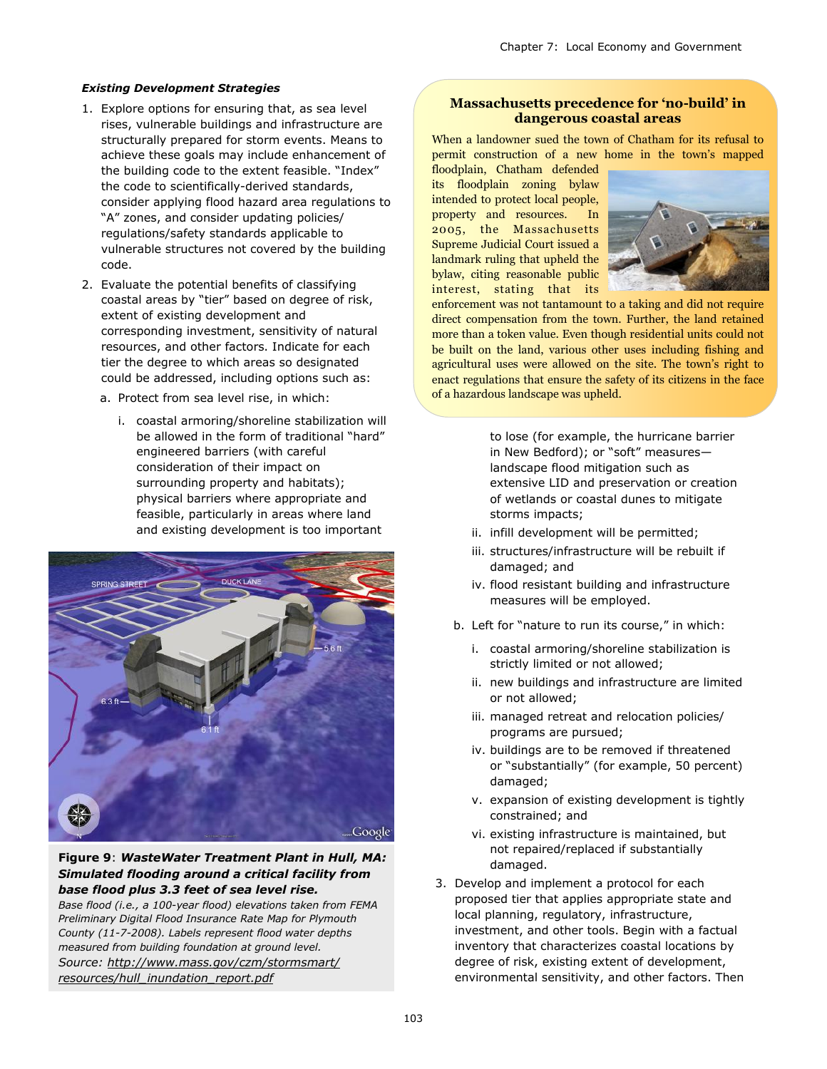### *Existing Development Strategies*

1. Explore options for ensuring that, as sea level rises, vulnerable buildings and infrastructure are structurally prepared for storm events. Means to achieve these goals may include enhancement of the building code to the extent feasible. "Index" the code to scientifically-derived standards, consider applying flood hazard area regulations to "A" zones, and consider updating policies/regulations/safety standards applicable to vulnerable structures not covered by the building code.
2. Evaluate the potential benefits of classifying coastal areas by "tier" based on degree of risk, extent of existing development and corresponding investment, sensitivity of natural resources, and other factors. Indicate for each tier the degree to which areas so designated could be addressed, including options such as:
   a. Protect from sea level rise, in which:
      i. coastal armoring/shoreline stabilization will be allowed in the form of traditional "hard" engineered barriers (with careful consideration of their impact on surrounding property and habitats); physical barriers where appropriate and feasible, particularly in areas where land and existing development is too important to lose (for example, the hurricane barrier in New Bedford); or "soft" measures—landscape flood mitigation such as extensive LID and preservation or creation of wetlands or coastal dunes to mitigate storms impacts;
      ii. infill development will be permitted;
      iii. structures/infrastructure will be rebuilt if damaged; and
      iv. flood resistant building and infrastructure measures will be employed.

   b. Left for "nature to run its course," in which:
      i. coastal armoring/shoreline stabilization is strictly limited or not allowed;
      ii. new buildings and infrastructure are limited or not allowed;
      iii. managed retreat and relocation policies/programs are pursued;
      iv. buildings are to be removed if threatened or "substantially" (for example, 50 percent) damaged;
      v. expansion of existing development is tightly constrained; and
      vi. existing infrastructure is maintained, but not repaired/replaced if substantially damaged.
3. Develop and implement a protocol for each proposed tier that applies appropriate state and local planning, regulatory, infrastructure, investment, and other tools. Begin with a factual inventory that characterizes coastal locations by degree of risk, existing extent of development, environmental sensitivity, and other factors. Then

**Figure 9**: ***WasteWater Treatment Plant in Hull, MA: Simulated flooding around a critical facility from base flood plus 3.3 feet of sea level rise.***
*Base flood (i.e., a 100-year flood) elevations taken from FEMA Preliminary Digital Flood Insurance Rate Map for Plymouth County (11-7-2008). Labels represent flood water depths measured from building foundation at ground level.*
*Source: http://www.mass.gov/czm/stormsmart/resources/hull_inundation_report.pdf*

---

**Massachusetts precedence for 'no-build' in dangerous coastal areas**

When a landowner sued the town of Chatham for its refusal to permit construction of a new home in the town's mapped floodplain, Chatham defended its floodplain zoning bylaw intended to protect local people, property and resources. In 2005, the Massachusetts Supreme Judicial Court issued a landmark ruling that upheld the bylaw, citing reasonable public interest, stating that its enforcement was not tantamount to a taking and did not require direct compensation from the town. Further, the land retained more than a token value. Even though residential units could not be built on the land, various other uses including fishing and agricultural uses were allowed on the site. The town's right to enact regulations that ensure the safety of its citizens in the face of a hazardous landscape was upheld.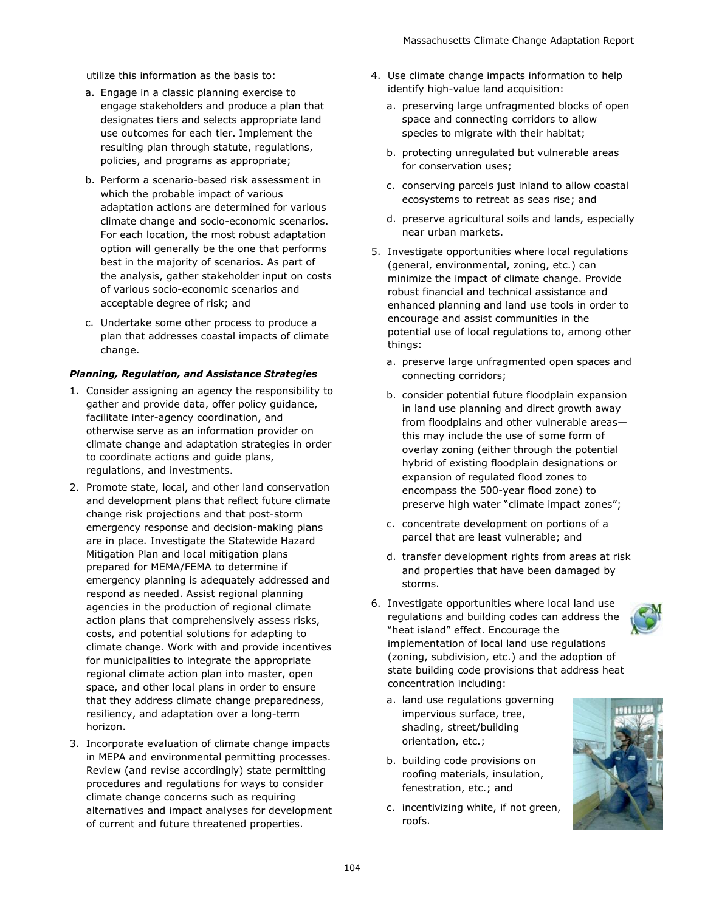utilize this information as the basis to:

a. Engage in a classic planning exercise to engage stakeholders and produce a plan that designates tiers and selects appropriate land use outcomes for each tier. Implement the resulting plan through statute, regulations, policies, and programs as appropriate;

b. Perform a scenario-based risk assessment in which the probable impact of various adaptation actions are determined for various climate change and socio-economic scenarios. For each location, the most robust adaptation option will generally be the one that performs best in the majority of scenarios. As part of the analysis, gather stakeholder input on costs of various socio-economic scenarios and acceptable degree of risk; and

c. Undertake some other process to produce a plan that addresses coastal impacts of climate change.

***Planning, Regulation, and Assistance Strategies***

1. Consider assigning an agency the responsibility to gather and provide data, offer policy guidance, facilitate inter-agency coordination, and otherwise serve as an information provider on climate change and adaptation strategies in order to coordinate actions and guide plans, regulations, and investments.
2. Promote state, local, and other land conservation and development plans that reflect future climate change risk projections and that post-storm emergency response and decision-making plans are in place. Investigate the Statewide Hazard Mitigation Plan and local mitigation plans prepared for MEMA/FEMA to determine if emergency planning is adequately addressed and respond as needed. Assist regional planning agencies in the production of regional climate action plans that comprehensively assess risks, costs, and potential solutions for adapting to climate change. Work with and provide incentives for municipalities to integrate the appropriate regional climate action plan into master, open space, and other local plans in order to ensure that they address climate change preparedness, resiliency, and adaptation over a long-term horizon.
3. Incorporate evaluation of climate change impacts in MEPA and environmental permitting processes. Review (and revise accordingly) state permitting procedures and regulations for ways to consider climate change concerns such as requiring alternatives and impact analyses for development of current and future threatened properties.
4. Use climate change impacts information to help identify high-value land acquisition:
   a. preserving large unfragmented blocks of open space and connecting corridors to allow species to migrate with their habitat;
   b. protecting unregulated but vulnerable areas for conservation uses;
   c. conserving parcels just inland to allow coastal ecosystems to retreat as seas rise; and
   d. preserve agricultural soils and lands, especially near urban markets.
5. Investigate opportunities where local regulations (general, environmental, zoning, etc.) can minimize the impact of climate change. Provide robust financial and technical assistance and enhanced planning and land use tools in order to encourage and assist communities in the potential use of local regulations to, among other things:
   a. preserve large unfragmented open spaces and connecting corridors;
   b. consider potential future floodplain expansion in land use planning and direct growth away from floodplains and other vulnerable areas—this may include the use of some form of overlay zoning (either through the potential hybrid of existing floodplain designations or expansion of regulated flood zones to encompass the 500-year flood zone) to preserve high water "climate impact zones";
   c. concentrate development on portions of a parcel that are least vulnerable; and
   d. transfer development rights from areas at risk and properties that have been damaged by storms.
6. Investigate opportunities where local land use regulations and building codes can address the "heat island" effect. Encourage the implementation of local land use regulations (zoning, subdivision, etc.) and the adoption of state building code provisions that address heat concentration including:
   a. land use regulations governing impervious surface, tree, shading, street/building orientation, etc.;
   b. building code provisions on roofing materials, insulation, fenestration, etc.; and
   c. incentivizing white, if not green, roofs.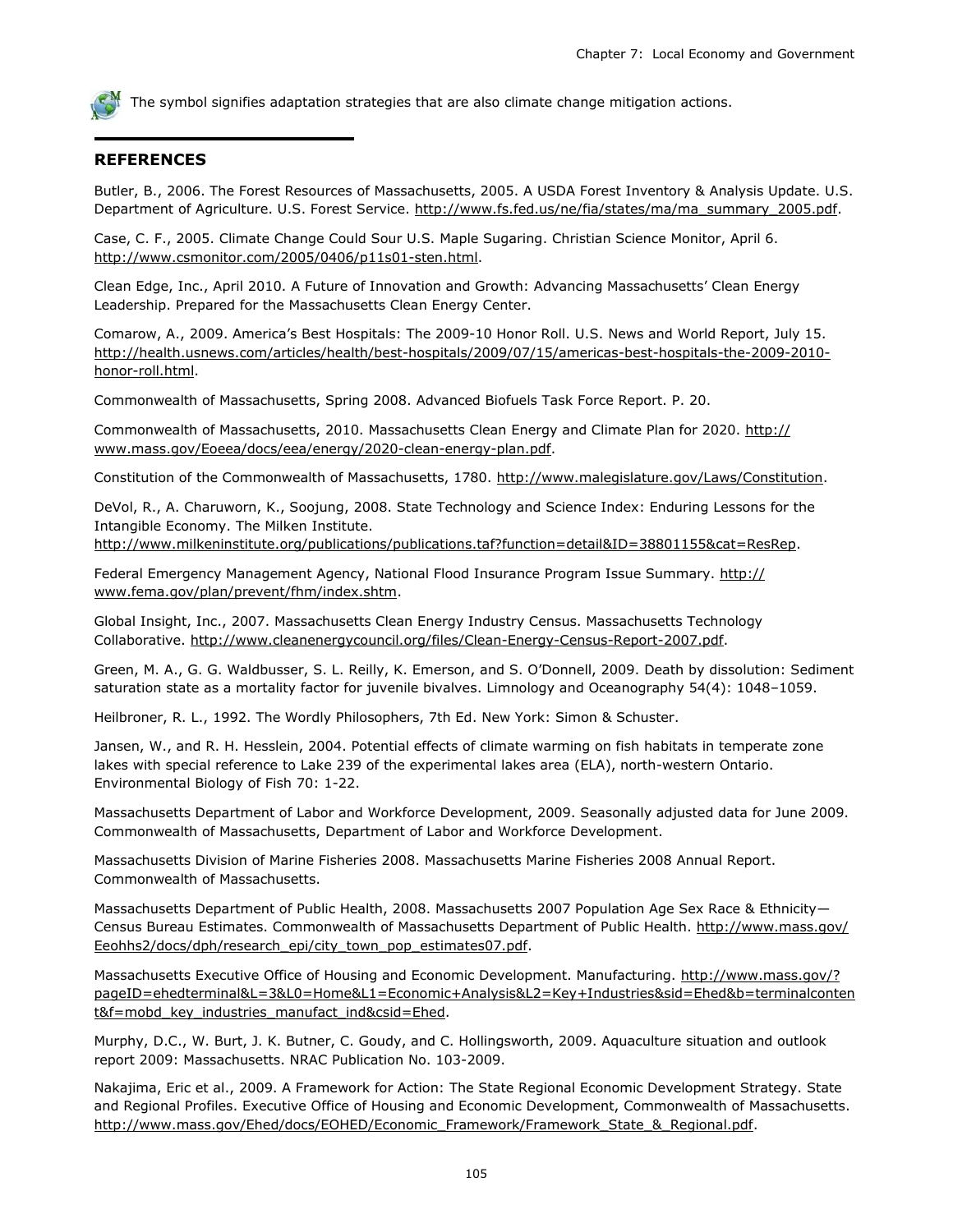The symbol signifies adaptation strategies that are also climate change mitigation actions.

## REFERENCES

Butler, B., 2006. The Forest Resources of Massachusetts, 2005. A USDA Forest Inventory & Analysis Update. U.S. Department of Agriculture. U.S. Forest Service. http://www.fs.fed.us/ne/fia/states/ma/ma_summary_2005.pdf.

Case, C. F., 2005. Climate Change Could Sour U.S. Maple Sugaring. Christian Science Monitor, April 6. http://www.csmonitor.com/2005/0406/p11s01-sten.html.

Clean Edge, Inc., April 2010. A Future of Innovation and Growth: Advancing Massachusetts' Clean Energy Leadership. Prepared for the Massachusetts Clean Energy Center.

Comarow, A., 2009. America's Best Hospitals: The 2009-10 Honor Roll. U.S. News and World Report, July 15. http://health.usnews.com/articles/health/best-hospitals/2009/07/15/americas-best-hospitals-the-2009-2010-honor-roll.html.

Commonwealth of Massachusetts, Spring 2008. Advanced Biofuels Task Force Report. P. 20.

Commonwealth of Massachusetts, 2010. Massachusetts Clean Energy and Climate Plan for 2020. http://www.mass.gov/Eoeea/docs/eea/energy/2020-clean-energy-plan.pdf.

Constitution of the Commonwealth of Massachusetts, 1780. http://www.malegislature.gov/Laws/Constitution.

DeVol, R., A. Charuworn, K., Soojung, 2008. State Technology and Science Index: Enduring Lessons for the Intangible Economy. The Milken Institute. http://www.milkeninstitute.org/publications/publications.taf?function=detail&ID=38801155&cat=ResRep.

Federal Emergency Management Agency, National Flood Insurance Program Issue Summary. http://www.fema.gov/plan/prevent/fhm/index.shtm.

Global Insight, Inc., 2007. Massachusetts Clean Energy Industry Census. Massachusetts Technology Collaborative. http://www.cleanenergycouncil.org/files/Clean-Energy-Census-Report-2007.pdf.

Green, M. A., G. G. Waldbusser, S. L. Reilly, K. Emerson, and S. O'Donnell, 2009. Death by dissolution: Sediment saturation state as a mortality factor for juvenile bivalves. Limnology and Oceanography 54(4): 1048–1059.

Heilbroner, R. L., 1992. The Wordly Philosophers, 7th Ed. New York: Simon & Schuster.

Jansen, W., and R. H. Hesslein, 2004. Potential effects of climate warming on fish habitats in temperate zone lakes with special reference to Lake 239 of the experimental lakes area (ELA), north-western Ontario. Environmental Biology of Fish 70: 1-22.

Massachusetts Department of Labor and Workforce Development, 2009. Seasonally adjusted data for June 2009. Commonwealth of Massachusetts, Department of Labor and Workforce Development.

Massachusetts Division of Marine Fisheries 2008. Massachusetts Marine Fisheries 2008 Annual Report. Commonwealth of Massachusetts.

Massachusetts Department of Public Health, 2008. Massachusetts 2007 Population Age Sex Race & Ethnicity—Census Bureau Estimates. Commonwealth of Massachusetts Department of Public Health. http://www.mass.gov/Eeohhs2/docs/dph/research_epi/city_town_pop_estimates07.pdf.

Massachusetts Executive Office of Housing and Economic Development. Manufacturing. http://www.mass.gov/?pageID=ehedterminal&L=3&L0=Home&L1=Economic+Analysis&L2=Key+Industries&sid=Ehed&b=terminalcontent&f=mobd_key_industries_manufact_ind&csid=Ehed.

Murphy, D.C., W. Burt, J. K. Butner, C. Goudy, and C. Hollingsworth, 2009. Aquaculture situation and outlook report 2009: Massachusetts. NRAC Publication No. 103-2009.

Nakajima, Eric et al., 2009. A Framework for Action: The State Regional Economic Development Strategy. State and Regional Profiles. Executive Office of Housing and Economic Development, Commonwealth of Massachusetts. http://www.mass.gov/Ehed/docs/EOHED/Economic_Framework/Framework_State_&_Regional.pdf.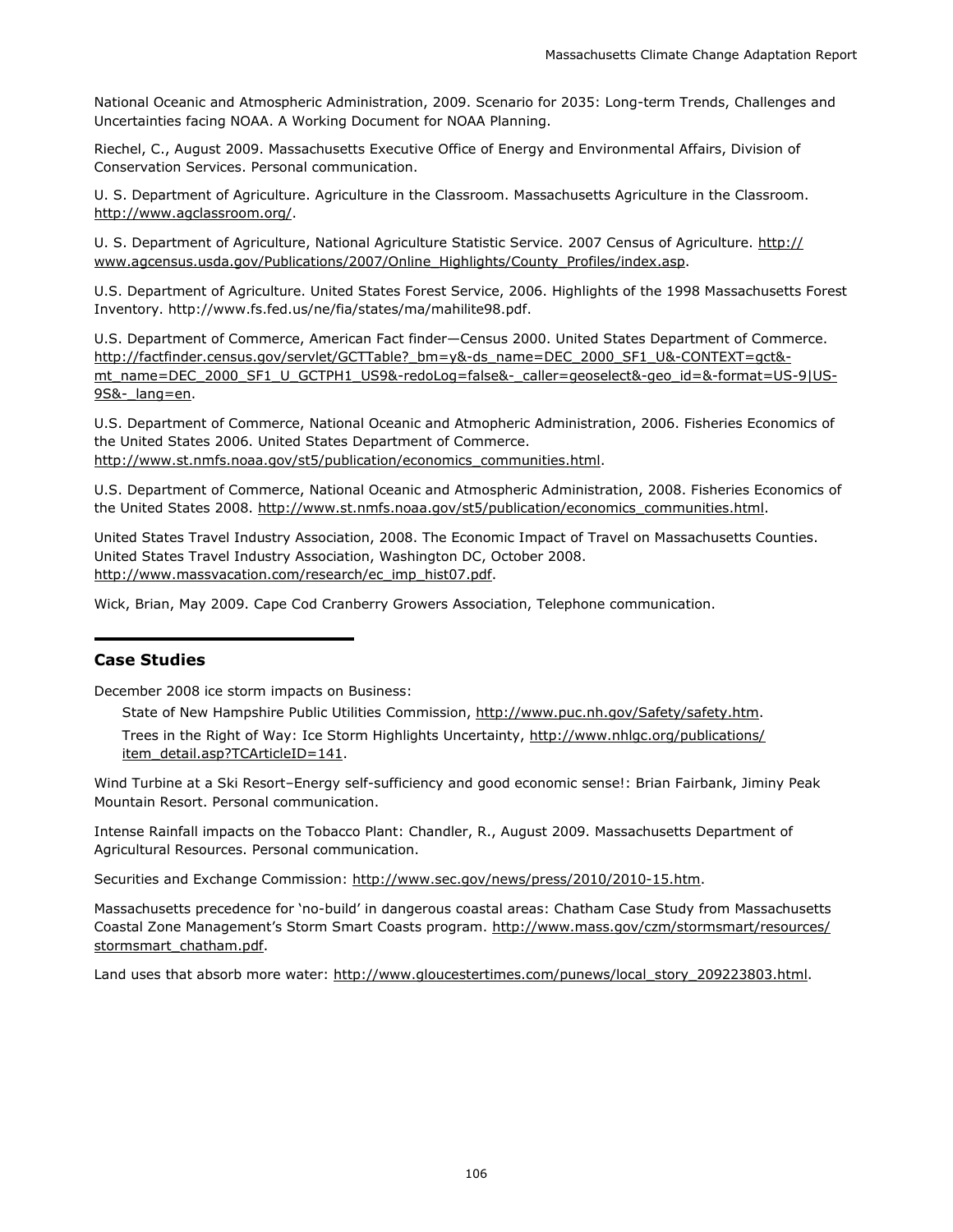National Oceanic and Atmospheric Administration, 2009. Scenario for 2035: Long-term Trends, Challenges and Uncertainties facing NOAA. A Working Document for NOAA Planning.

Riechel, C., August 2009. Massachusetts Executive Office of Energy and Environmental Affairs, Division of Conservation Services. Personal communication.

U. S. Department of Agriculture. Agriculture in the Classroom. Massachusetts Agriculture in the Classroom. http://www.agclassroom.org/.

U. S. Department of Agriculture, National Agriculture Statistic Service. 2007 Census of Agriculture. http://www.agcensus.usda.gov/Publications/2007/Online_Highlights/County_Profiles/index.asp.

U.S. Department of Agriculture. United States Forest Service, 2006. Highlights of the 1998 Massachusetts Forest Inventory. http://www.fs.fed.us/ne/fia/states/ma/mahilite98.pdf.

U.S. Department of Commerce, American Fact finder—Census 2000. United States Department of Commerce. http://factfinder.census.gov/servlet/GCTTable?_bm=y&-ds_name=DEC_2000_SF1_U&-CONTEXT=gct&-mt_name=DEC_2000_SF1_U_GCTPH1_US9&-redoLog=false&-_caller=geoselect&-geo_id=&-format=US-9|US-9S&-_lang=en.

U.S. Department of Commerce, National Oceanic and Atmopheric Administration, 2006. Fisheries Economics of the United States 2006. United States Department of Commerce. http://www.st.nmfs.noaa.gov/st5/publication/economics_communities.html.

U.S. Department of Commerce, National Oceanic and Atmospheric Administration, 2008. Fisheries Economics of the United States 2008. http://www.st.nmfs.noaa.gov/st5/publication/economics_communities.html.

United States Travel Industry Association, 2008. The Economic Impact of Travel on Massachusetts Counties. United States Travel Industry Association, Washington DC, October 2008. http://www.massvacation.com/research/ec_imp_hist07.pdf.

Wick, Brian, May 2009. Cape Cod Cranberry Growers Association, Telephone communication.

## Case Studies

December 2008 ice storm impacts on Business:

State of New Hampshire Public Utilities Commission, http://www.puc.nh.gov/Safety/safety.htm.

Trees in the Right of Way: Ice Storm Highlights Uncertainty, http://www.nhlgc.org/publications/item_detail.asp?TCArticleID=141.

Wind Turbine at a Ski Resort–Energy self-sufficiency and good economic sense!: Brian Fairbank, Jiminy Peak Mountain Resort. Personal communication.

Intense Rainfall impacts on the Tobacco Plant: Chandler, R., August 2009. Massachusetts Department of Agricultural Resources. Personal communication.

Securities and Exchange Commission: http://www.sec.gov/news/press/2010/2010-15.htm.

Massachusetts precedence for 'no-build' in dangerous coastal areas: Chatham Case Study from Massachusetts Coastal Zone Management's Storm Smart Coasts program. http://www.mass.gov/czm/stormsmart/resources/stormsmart_chatham.pdf.

Land uses that absorb more water: http://www.gloucestertimes.com/punews/local_story_209223803.html.